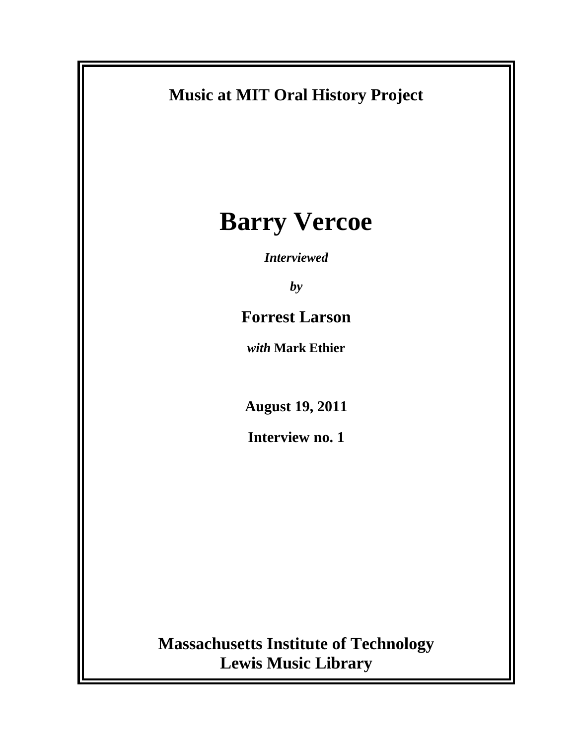**Music at MIT Oral History Project**

# Barry Vercoe

***Interviewed***

***by***

**Forrest Larson**

***with*** **Mark Ethier**

**August 19, 2011**

**Interview no. 1**

**Massachusetts Institute of Technology**
**Lewis Music Library**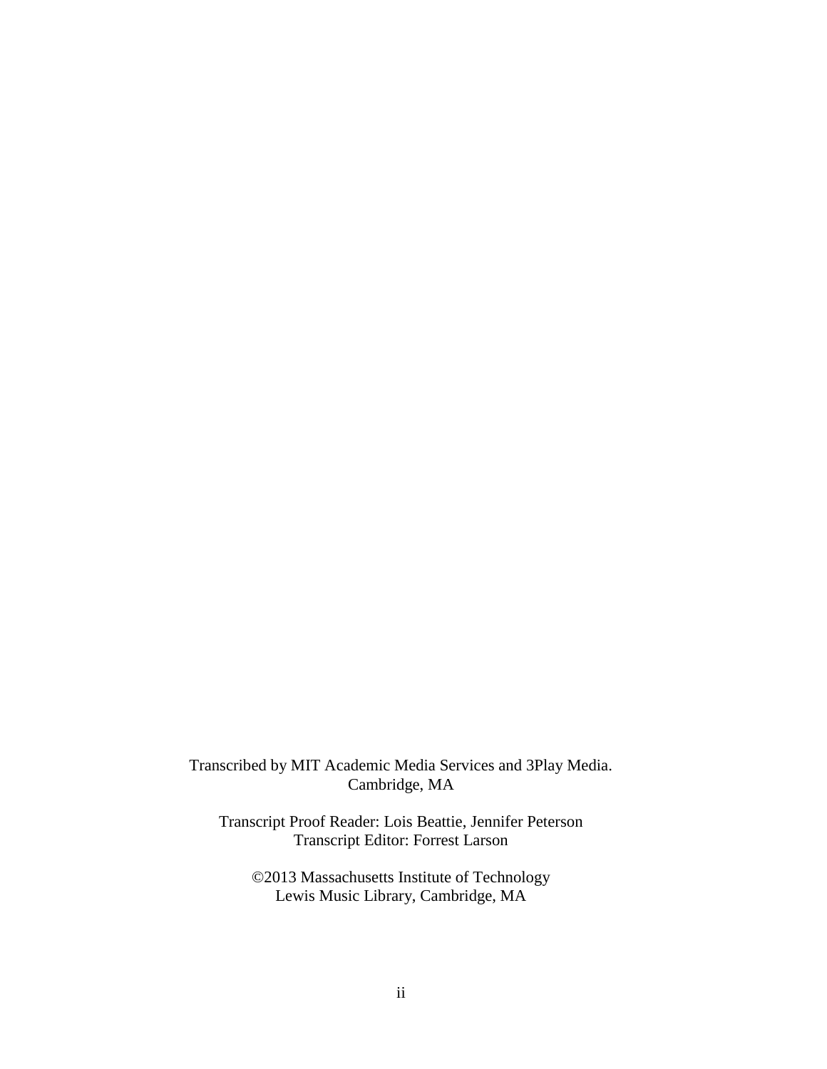Transcribed by MIT Academic Media Services and 3Play Media.
Cambridge, MA

Transcript Proof Reader: Lois Beattie, Jennifer Peterson
Transcript Editor: Forrest Larson

©2013 Massachusetts Institute of Technology
Lewis Music Library, Cambridge, MA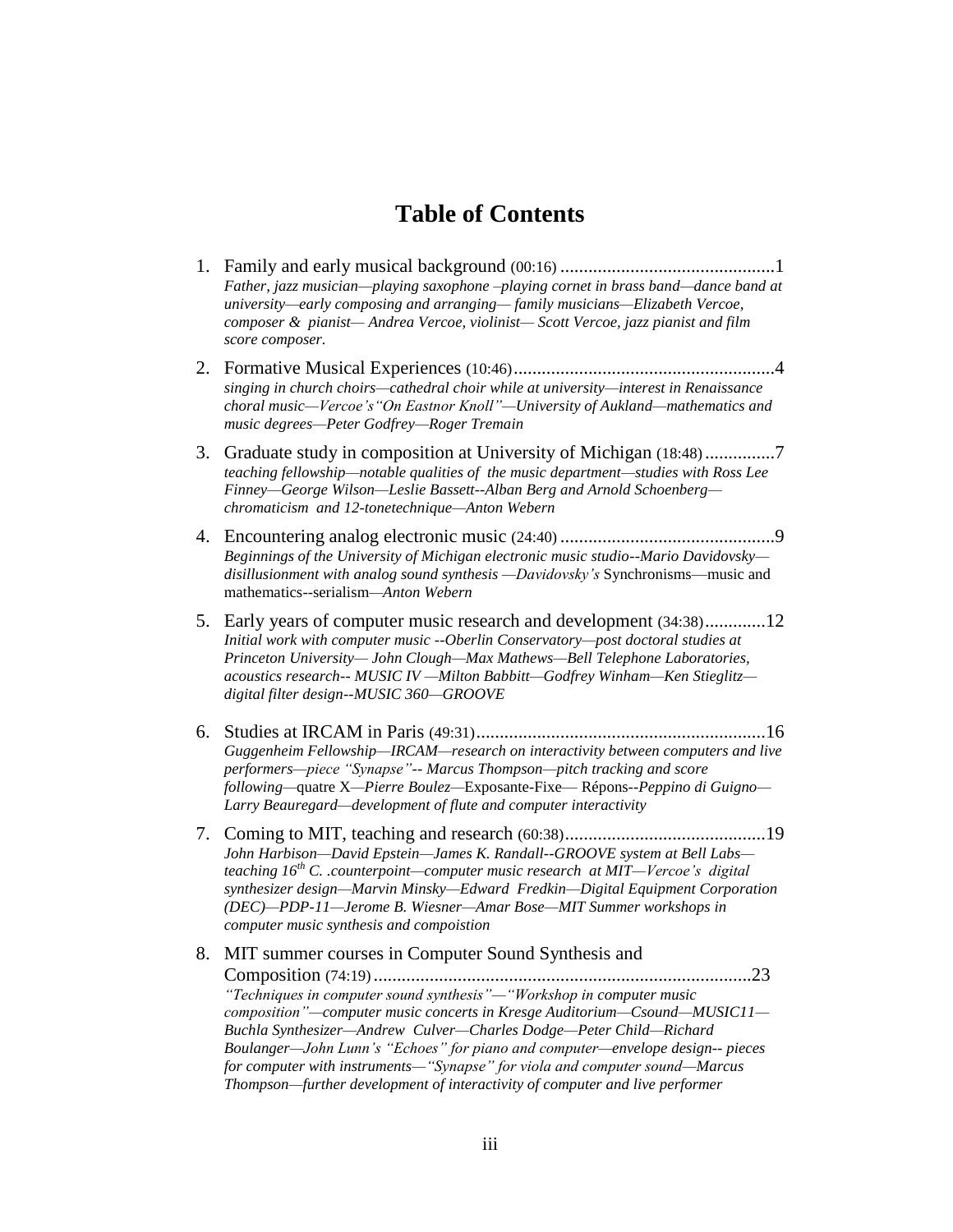# Table of Contents

1. Family and early musical background (00:16) .............................................1
   *Father, jazz musician—playing saxophone –playing cornet in brass band—dance band at university—early composing and arranging— family musicians—Elizabeth Vercoe, composer & pianist— Andrea Vercoe, violinist— Scott Vercoe, jazz pianist and film score composer.*

2. Formative Musical Experiences (10:46).......................................................4
   *singing in church choirs—cathedral choir while at university—interest in Renaissance choral music—Vercoe's"On Eastnor Knoll"—University of Aukland—mathematics and music degrees—Peter Godfrey—Roger Tremain*

3. Graduate study in composition at University of Michigan (18:48)...............7
   *teaching fellowship—notable qualities of the music department—studies with Ross Lee Finney—George Wilson—Leslie Bassett--Alban Berg and Arnold Schoenberg—chromaticism and 12-tonetechnique—Anton Webern*

4. Encountering analog electronic music (24:40) ..............................................9
   *Beginnings of the University of Michigan electronic music studio--Mario Davidovsky—disillusionment with analog sound synthesis —Davidovsky's* Synchronisms—music and mathematics--serialism—*Anton Webern*

5. Early years of computer music research and development (34:38).............12
   *Initial work with computer music --Oberlin Conservatory—post doctoral studies at Princeton University— John Clough—Max Mathews—Bell Telephone Laboratories, acoustics research-- MUSIC IV —Milton Babbitt—Godfrey Winham—Ken Stieglitz—digital filter design--MUSIC 360—GROOVE*

6. Studies at IRCAM in Paris (49:31)..............................................................16
   *Guggenheim Fellowship—IRCAM—research on interactivity between computers and live performers—piece "Synapse"-- Marcus Thompson—pitch tracking and score following*—quatre X—*Pierre Boulez*—Exposante-Fixe— Répons--*Peppino di Guigno—Larry Beauregard—development of flute and computer interactivity*

7. Coming to MIT, teaching and research (60:38)...........................................19
   *John Harbison—David Epstein—James K. Randall--GROOVE system at Bell Labs—teaching 16th C. .counterpoint—computer music research at MIT—Vercoe's digital synthesizer design—Marvin Minsky—Edward Fredkin—Digital Equipment Corporation (DEC)—PDP-11—Jerome B. Wiesner—Amar Bose—MIT Summer workshops in computer music synthesis and compoistion*

8. MIT summer courses in Computer Sound Synthesis and Composition (74:19)................................................................................23
   *"Techniques in computer sound synthesis"—"Workshop in computer music composition"—computer music concerts in Kresge Auditorium—Csound—MUSIC11—Buchla Synthesizer—Andrew Culver—Charles Dodge—Peter Child—Richard Boulanger—John Lunn's "Echoes" for piano and computer—envelope design-- pieces for computer with instruments—"Synapse" for viola and computer sound—Marcus Thompson—further development of interactivity of computer and live performer*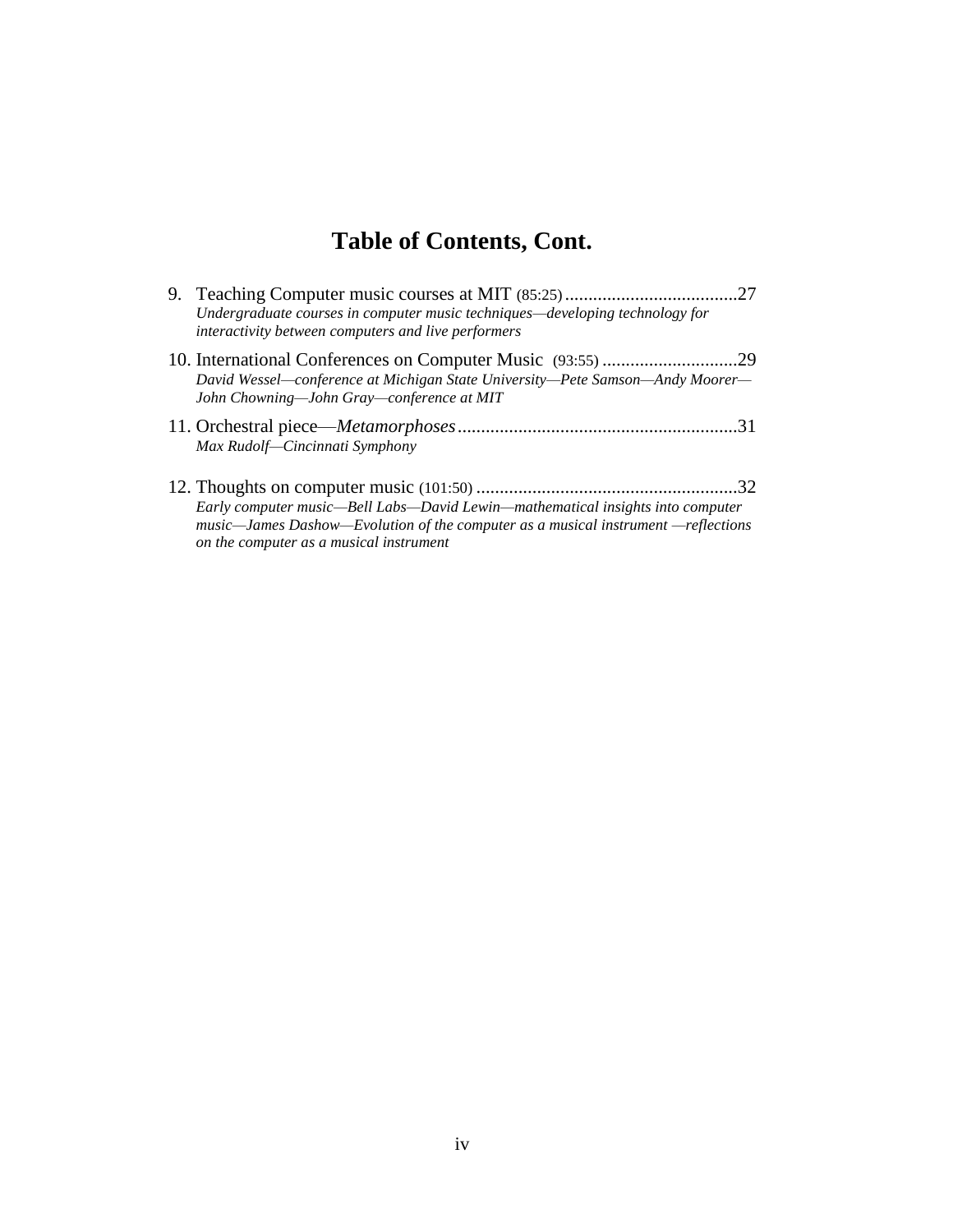# Table of Contents, Cont.

9. Teaching Computer music courses at MIT (85:25) .....................................27
   *Undergraduate courses in computer music techniques—developing technology for interactivity between computers and live performers*

10. International Conferences on Computer Music (93:55) .............................29
    *David Wessel—conference at Michigan State University—Pete Samson—Andy Moorer—John Chowning—John Gray—conference at MIT*

11. Orchestral piece—*Metamorphoses*............................................................31
    *Max Rudolf—Cincinnati Symphony*

12. Thoughts on computer music (101:50) ........................................................32
    *Early computer music—Bell Labs—David Lewin—mathematical insights into computer music—James Dashow—Evolution of the computer as a musical instrument —reflections on the computer as a musical instrument*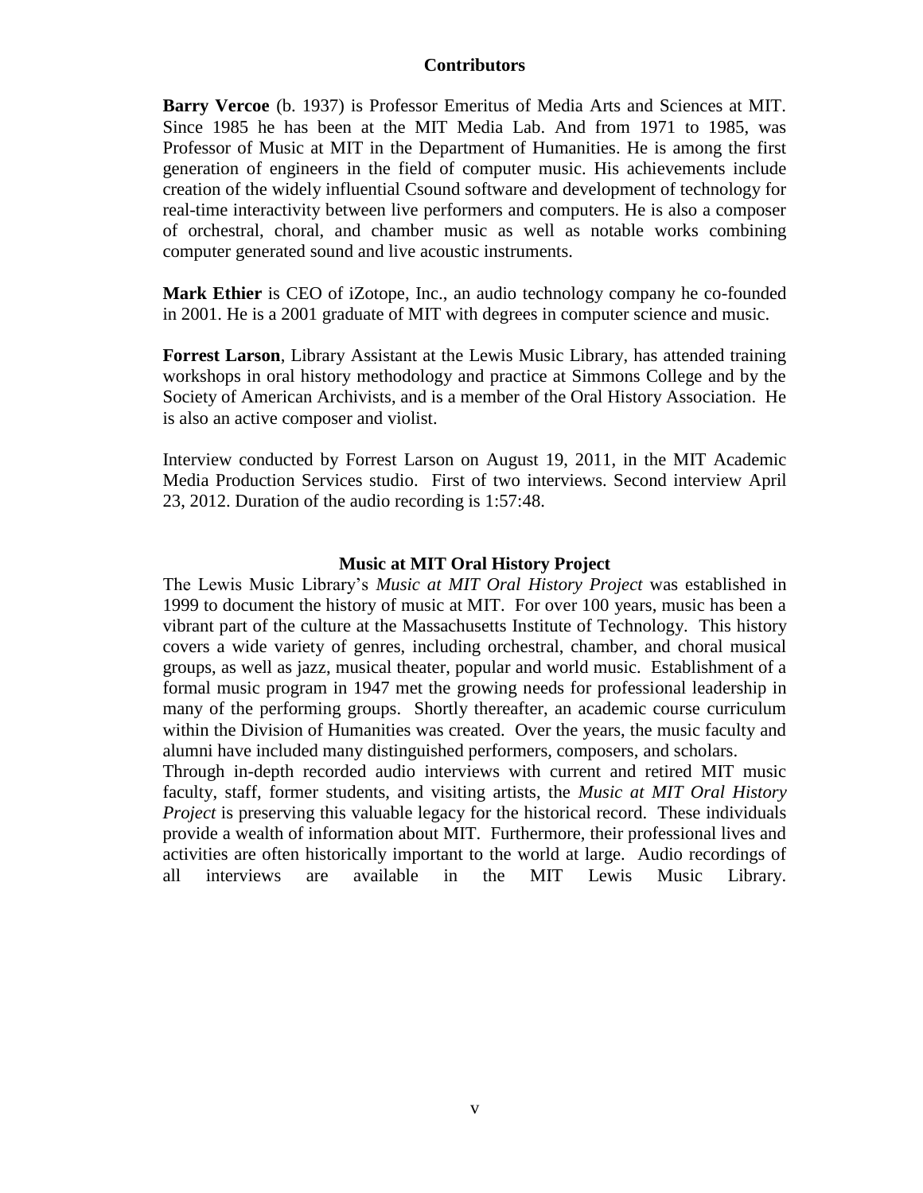## Contributors

**Barry Vercoe** (b. 1937) is Professor Emeritus of Media Arts and Sciences at MIT. Since 1985 he has been at the MIT Media Lab. And from 1971 to 1985, was Professor of Music at MIT in the Department of Humanities. He is among the first generation of engineers in the field of computer music. His achievements include creation of the widely influential Csound software and development of technology for real-time interactivity between live performers and computers. He is also a composer of orchestral, choral, and chamber music as well as notable works combining computer generated sound and live acoustic instruments.

**Mark Ethier** is CEO of iZotope, Inc., an audio technology company he co-founded in 2001. He is a 2001 graduate of MIT with degrees in computer science and music.

**Forrest Larson**, Library Assistant at the Lewis Music Library, has attended training workshops in oral history methodology and practice at Simmons College and by the Society of American Archivists, and is a member of the Oral History Association. He is also an active composer and violist.

Interview conducted by Forrest Larson on August 19, 2011, in the MIT Academic Media Production Services studio. First of two interviews. Second interview April 23, 2012. Duration of the audio recording is 1:57:48.

## Music at MIT Oral History Project

The Lewis Music Library's *Music at MIT Oral History Project* was established in 1999 to document the history of music at MIT. For over 100 years, music has been a vibrant part of the culture at the Massachusetts Institute of Technology. This history covers a wide variety of genres, including orchestral, chamber, and choral musical groups, as well as jazz, musical theater, popular and world music. Establishment of a formal music program in 1947 met the growing needs for professional leadership in many of the performing groups. Shortly thereafter, an academic course curriculum within the Division of Humanities was created. Over the years, the music faculty and alumni have included many distinguished performers, composers, and scholars.

Through in-depth recorded audio interviews with current and retired MIT music faculty, staff, former students, and visiting artists, the *Music at MIT Oral History Project* is preserving this valuable legacy for the historical record. These individuals provide a wealth of information about MIT. Furthermore, their professional lives and activities are often historically important to the world at large. Audio recordings of all interviews are available in the MIT Lewis Music Library.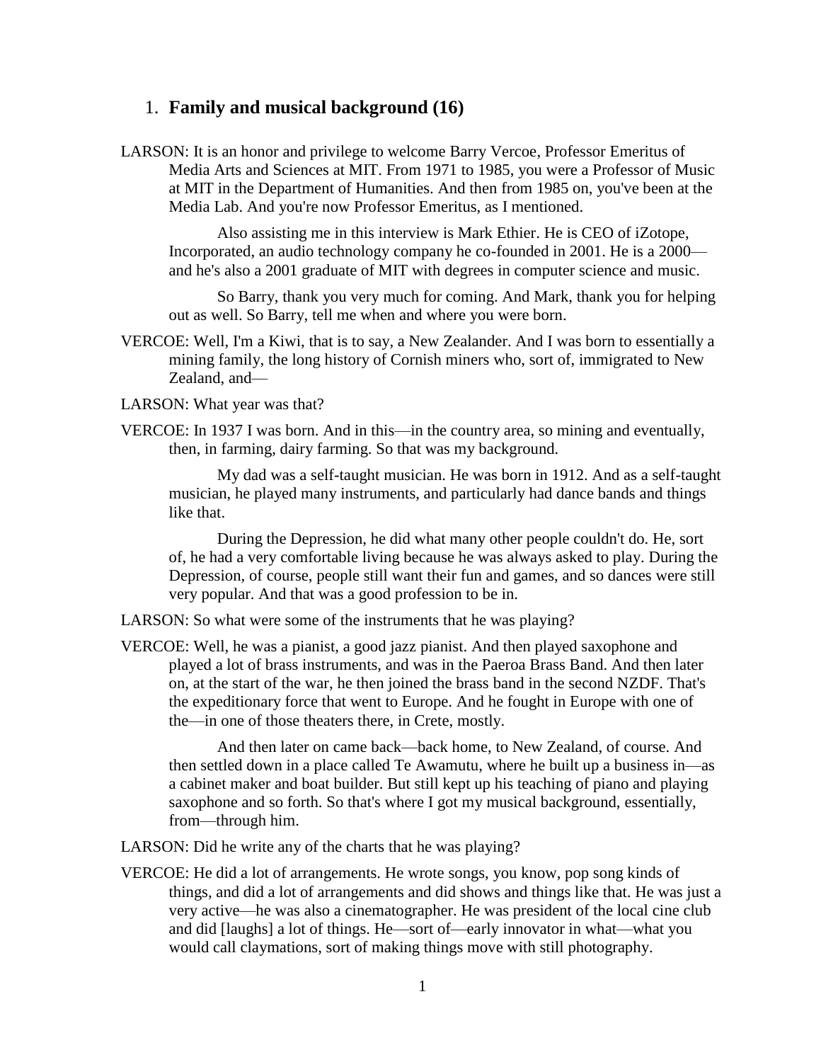## 1. **Family and musical background (16)**

LARSON: It is an honor and privilege to welcome Barry Vercoe, Professor Emeritus of Media Arts and Sciences at MIT. From 1971 to 1985, you were a Professor of Music at MIT in the Department of Humanities. And then from 1985 on, you've been at the Media Lab. And you're now Professor Emeritus, as I mentioned.

Also assisting me in this interview is Mark Ethier. He is CEO of iZotope, Incorporated, an audio technology company he co-founded in 2001. He is a 2000—and he's also a 2001 graduate of MIT with degrees in computer science and music.

So Barry, thank you very much for coming. And Mark, thank you for helping out as well. So Barry, tell me when and where you were born.

VERCOE: Well, I'm a Kiwi, that is to say, a New Zealander. And I was born to essentially a mining family, the long history of Cornish miners who, sort of, immigrated to New Zealand, and—

LARSON: What year was that?

VERCOE: In 1937 I was born. And in this—in the country area, so mining and eventually, then, in farming, dairy farming. So that was my background.

My dad was a self-taught musician. He was born in 1912. And as a self-taught musician, he played many instruments, and particularly had dance bands and things like that.

During the Depression, he did what many other people couldn't do. He, sort of, he had a very comfortable living because he was always asked to play. During the Depression, of course, people still want their fun and games, and so dances were still very popular. And that was a good profession to be in.

LARSON: So what were some of the instruments that he was playing?

VERCOE: Well, he was a pianist, a good jazz pianist. And then played saxophone and played a lot of brass instruments, and was in the Paeroa Brass Band. And then later on, at the start of the war, he then joined the brass band in the second NZDF. That's the expeditionary force that went to Europe. And he fought in Europe with one of the—in one of those theaters there, in Crete, mostly.

And then later on came back—back home, to New Zealand, of course. And then settled down in a place called Te Awamutu, where he built up a business in—as a cabinet maker and boat builder. But still kept up his teaching of piano and playing saxophone and so forth. So that's where I got my musical background, essentially, from—through him.

LARSON: Did he write any of the charts that he was playing?

VERCOE: He did a lot of arrangements. He wrote songs, you know, pop song kinds of things, and did a lot of arrangements and did shows and things like that. He was just a very active—he was also a cinematographer. He was president of the local cine club and did [laughs] a lot of things. He—sort of—early innovator in what—what you would call claymations, sort of making things move with still photography.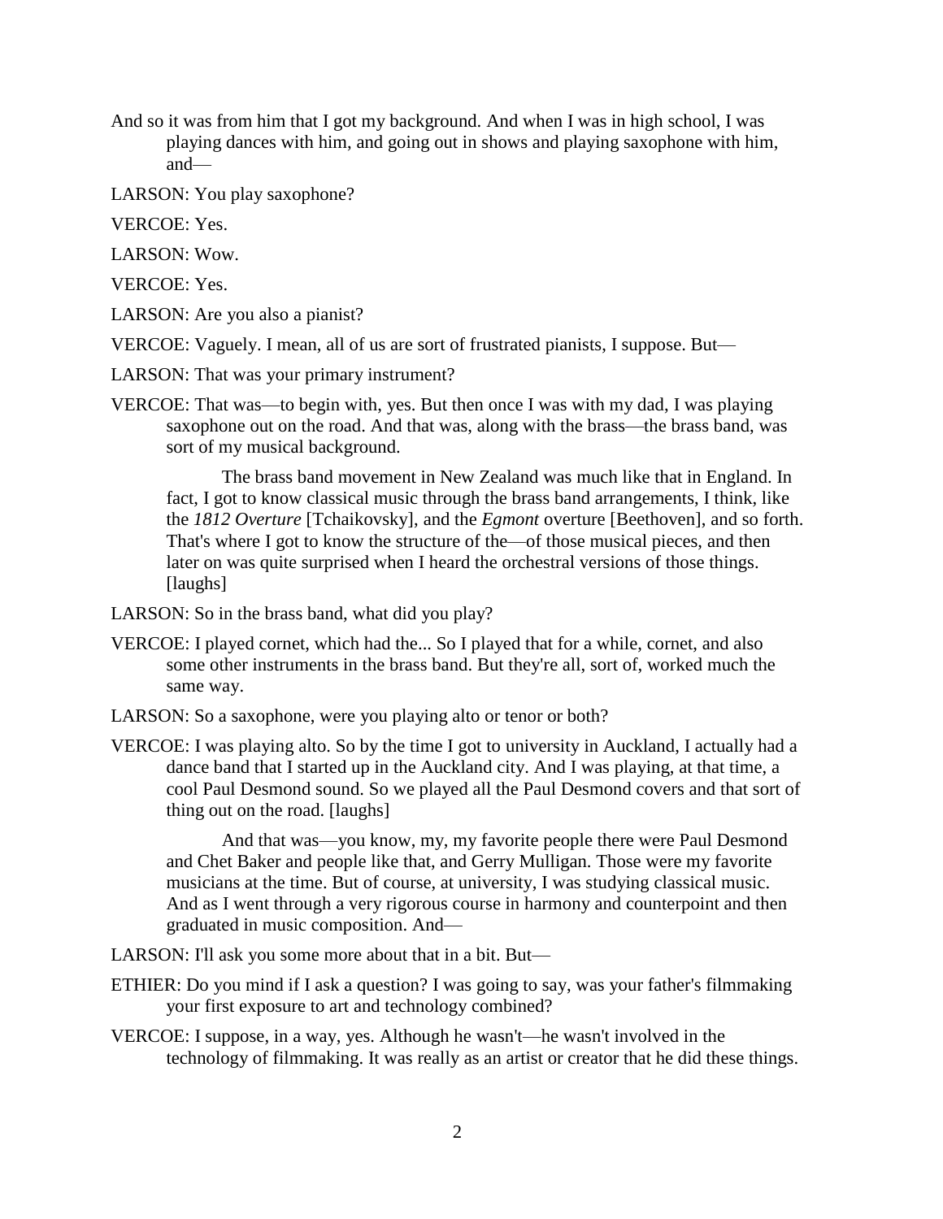And so it was from him that I got my background. And when I was in high school, I was playing dances with him, and going out in shows and playing saxophone with him, and—

LARSON: You play saxophone?

VERCOE: Yes.

LARSON: Wow.

VERCOE: Yes.

LARSON: Are you also a pianist?

VERCOE: Vaguely. I mean, all of us are sort of frustrated pianists, I suppose. But—

LARSON: That was your primary instrument?

VERCOE: That was—to begin with, yes. But then once I was with my dad, I was playing saxophone out on the road. And that was, along with the brass—the brass band, was sort of my musical background.

The brass band movement in New Zealand was much like that in England. In fact, I got to know classical music through the brass band arrangements, I think, like the *1812 Overture* [Tchaikovsky], and the *Egmont* overture [Beethoven], and so forth. That's where I got to know the structure of the—of those musical pieces, and then later on was quite surprised when I heard the orchestral versions of those things. [laughs]

LARSON: So in the brass band, what did you play?

VERCOE: I played cornet, which had the... So I played that for a while, cornet, and also some other instruments in the brass band. But they're all, sort of, worked much the same way.

LARSON: So a saxophone, were you playing alto or tenor or both?

VERCOE: I was playing alto. So by the time I got to university in Auckland, I actually had a dance band that I started up in the Auckland city. And I was playing, at that time, a cool Paul Desmond sound. So we played all the Paul Desmond covers and that sort of thing out on the road. [laughs]

And that was—you know, my, my favorite people there were Paul Desmond and Chet Baker and people like that, and Gerry Mulligan. Those were my favorite musicians at the time. But of course, at university, I was studying classical music. And as I went through a very rigorous course in harmony and counterpoint and then graduated in music composition. And—

LARSON: I'll ask you some more about that in a bit. But—

ETHIER: Do you mind if I ask a question? I was going to say, was your father's filmmaking your first exposure to art and technology combined?

VERCOE: I suppose, in a way, yes. Although he wasn't—he wasn't involved in the technology of filmmaking. It was really as an artist or creator that he did these things.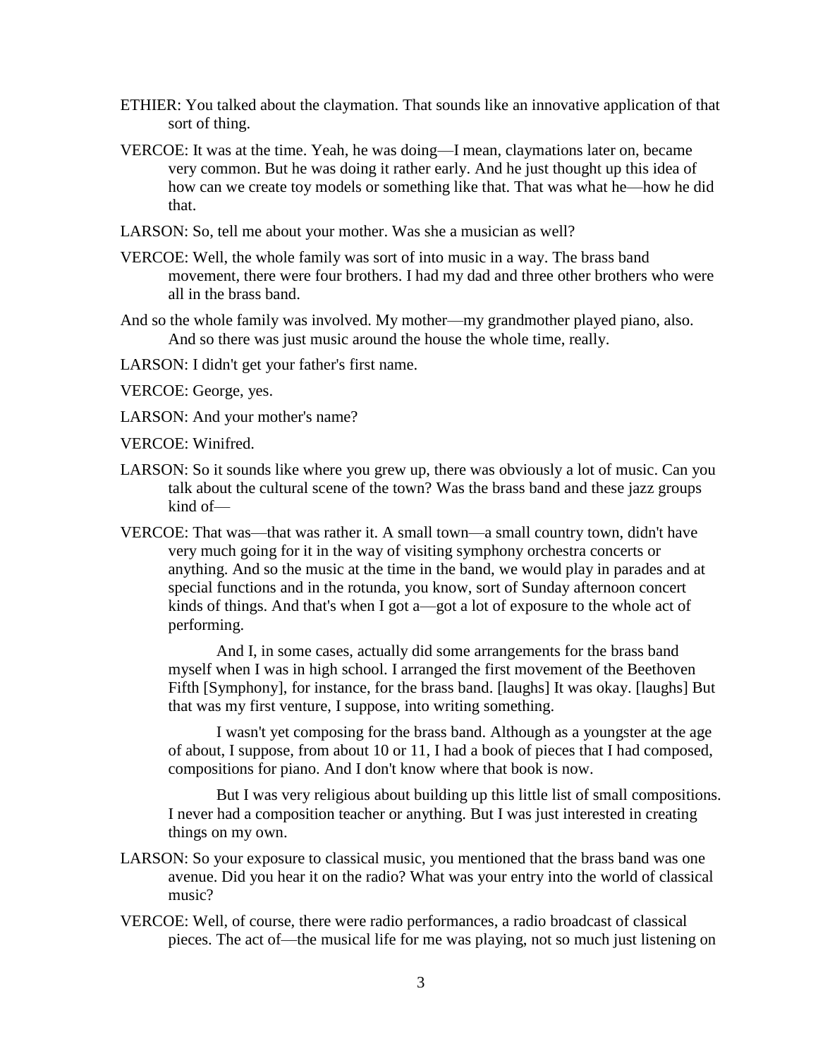ETHIER: You talked about the claymation. That sounds like an innovative application of that sort of thing.

VERCOE: It was at the time. Yeah, he was doing—I mean, claymations later on, became very common. But he was doing it rather early. And he just thought up this idea of how can we create toy models or something like that. That was what he—how he did that.

LARSON: So, tell me about your mother. Was she a musician as well?

VERCOE: Well, the whole family was sort of into music in a way. The brass band movement, there were four brothers. I had my dad and three other brothers who were all in the brass band.

And so the whole family was involved. My mother—my grandmother played piano, also. And so there was just music around the house the whole time, really.

LARSON: I didn't get your father's first name.

VERCOE: George, yes.

LARSON: And your mother's name?

VERCOE: Winifred.

LARSON: So it sounds like where you grew up, there was obviously a lot of music. Can you talk about the cultural scene of the town? Was the brass band and these jazz groups kind of—

VERCOE: That was—that was rather it. A small town—a small country town, didn't have very much going for it in the way of visiting symphony orchestra concerts or anything. And so the music at the time in the band, we would play in parades and at special functions and in the rotunda, you know, sort of Sunday afternoon concert kinds of things. And that's when I got a—got a lot of exposure to the whole act of performing.

And I, in some cases, actually did some arrangements for the brass band myself when I was in high school. I arranged the first movement of the Beethoven Fifth [Symphony], for instance, for the brass band. [laughs] It was okay. [laughs] But that was my first venture, I suppose, into writing something.

I wasn't yet composing for the brass band. Although as a youngster at the age of about, I suppose, from about 10 or 11, I had a book of pieces that I had composed, compositions for piano. And I don't know where that book is now.

But I was very religious about building up this little list of small compositions. I never had a composition teacher or anything. But I was just interested in creating things on my own.

LARSON: So your exposure to classical music, you mentioned that the brass band was one avenue. Did you hear it on the radio? What was your entry into the world of classical music?

VERCOE: Well, of course, there were radio performances, a radio broadcast of classical pieces. The act of—the musical life for me was playing, not so much just listening on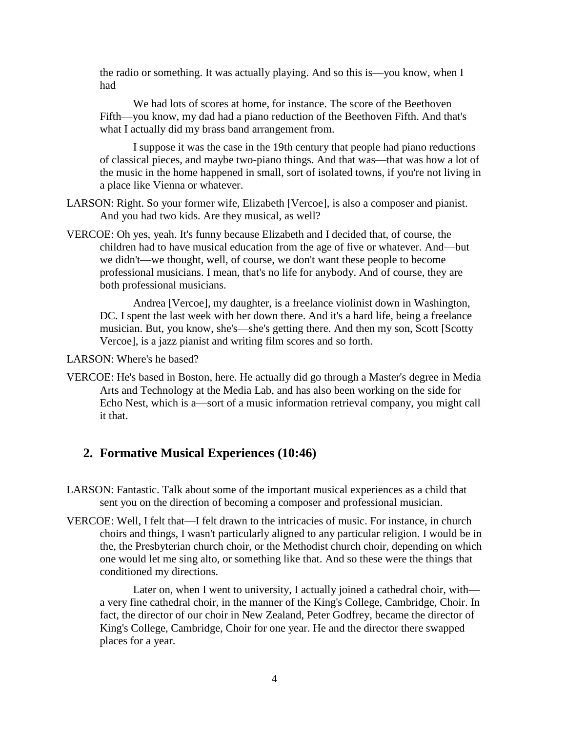the radio or something. It was actually playing. And so this is—you know, when I had—

We had lots of scores at home, for instance. The score of the Beethoven Fifth—you know, my dad had a piano reduction of the Beethoven Fifth. And that's what I actually did my brass band arrangement from.

I suppose it was the case in the 19th century that people had piano reductions of classical pieces, and maybe two-piano things. And that was—that was how a lot of the music in the home happened in small, sort of isolated towns, if you're not living in a place like Vienna or whatever.

LARSON: Right. So your former wife, Elizabeth [Vercoe], is also a composer and pianist. And you had two kids. Are they musical, as well?

VERCOE: Oh yes, yeah. It's funny because Elizabeth and I decided that, of course, the children had to have musical education from the age of five or whatever. And—but we didn't—we thought, well, of course, we don't want these people to become professional musicians. I mean, that's no life for anybody. And of course, they are both professional musicians.

Andrea [Vercoe], my daughter, is a freelance violinist down in Washington, DC. I spent the last week with her down there. And it's a hard life, being a freelance musician. But, you know, she's—she's getting there. And then my son, Scott [Scotty Vercoe], is a jazz pianist and writing film scores and so forth.

LARSON: Where's he based?

VERCOE: He's based in Boston, here. He actually did go through a Master's degree in Media Arts and Technology at the Media Lab, and has also been working on the side for Echo Nest, which is a—sort of a music information retrieval company, you might call it that.

## 2. Formative Musical Experiences (10:46)

LARSON: Fantastic. Talk about some of the important musical experiences as a child that sent you on the direction of becoming a composer and professional musician.

VERCOE: Well, I felt that—I felt drawn to the intricacies of music. For instance, in church choirs and things, I wasn't particularly aligned to any particular religion. I would be in the, the Presbyterian church choir, or the Methodist church choir, depending on which one would let me sing alto, or something like that. And so these were the things that conditioned my directions.

Later on, when I went to university, I actually joined a cathedral choir, with—a very fine cathedral choir, in the manner of the King's College, Cambridge, Choir. In fact, the director of our choir in New Zealand, Peter Godfrey, became the director of King's College, Cambridge, Choir for one year. He and the director there swapped places for a year.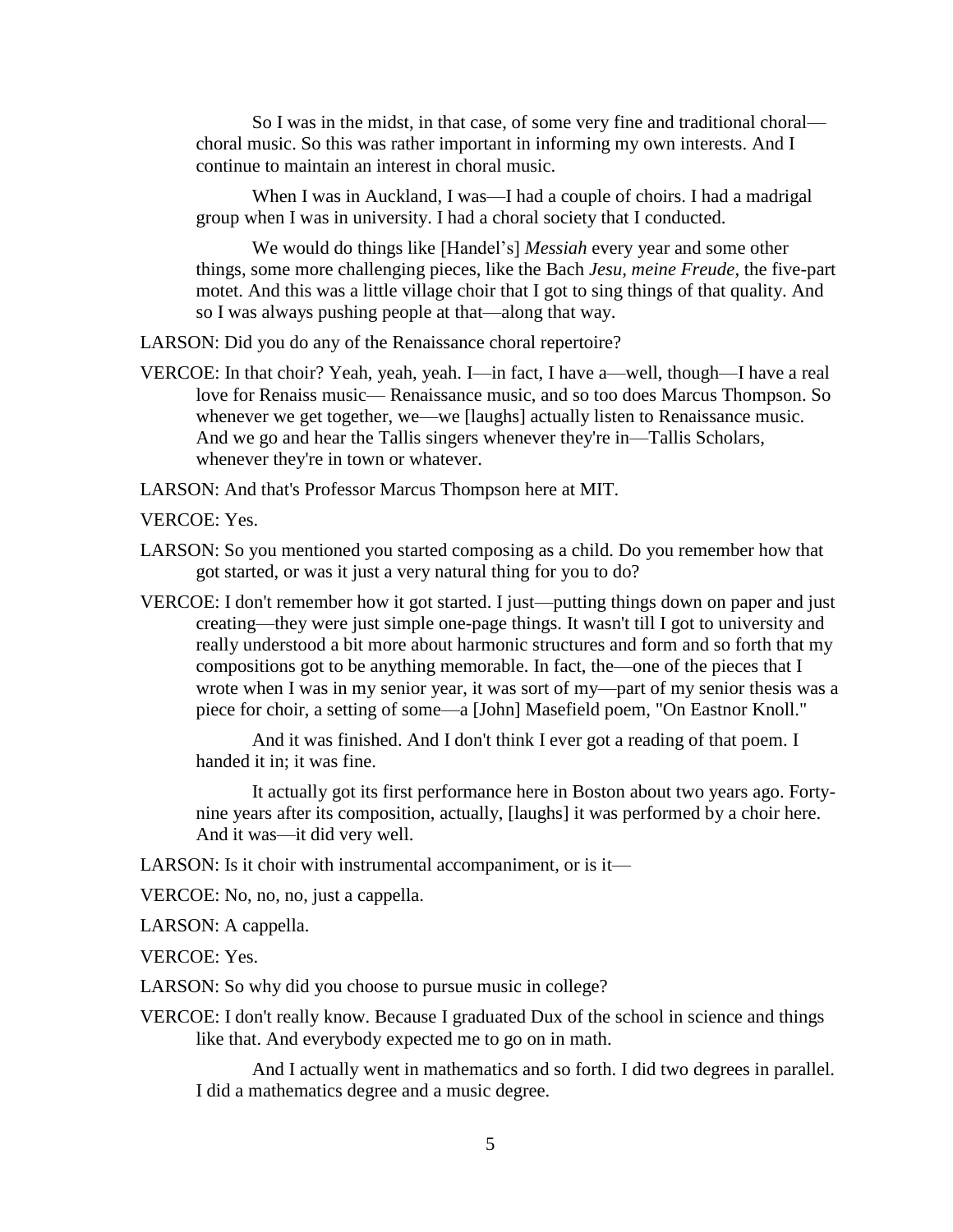So I was in the midst, in that case, of some very fine and traditional choral—choral music. So this was rather important in informing my own interests. And I continue to maintain an interest in choral music.

When I was in Auckland, I was—I had a couple of choirs. I had a madrigal group when I was in university. I had a choral society that I conducted.

We would do things like [Handel's] *Messiah* every year and some other things, some more challenging pieces, like the Bach *Jesu, meine Freude*, the five-part motet. And this was a little village choir that I got to sing things of that quality. And so I was always pushing people at that—along that way.

LARSON: Did you do any of the Renaissance choral repertoire?

VERCOE: In that choir? Yeah, yeah, yeah. I—in fact, I have a—well, though—I have a real love for Renaiss music— Renaissance music, and so too does Marcus Thompson. So whenever we get together, we—we [laughs] actually listen to Renaissance music. And we go and hear the Tallis singers whenever they're in—Tallis Scholars, whenever they're in town or whatever.

LARSON: And that's Professor Marcus Thompson here at MIT.

VERCOE: Yes.

LARSON: So you mentioned you started composing as a child. Do you remember how that got started, or was it just a very natural thing for you to do?

VERCOE: I don't remember how it got started. I just—putting things down on paper and just creating—they were just simple one-page things. It wasn't till I got to university and really understood a bit more about harmonic structures and form and so forth that my compositions got to be anything memorable. In fact, the—one of the pieces that I wrote when I was in my senior year, it was sort of my—part of my senior thesis was a piece for choir, a setting of some—a [John] Masefield poem, "On Eastnor Knoll."

And it was finished. And I don't think I ever got a reading of that poem. I handed it in; it was fine.

It actually got its first performance here in Boston about two years ago. Forty-nine years after its composition, actually, [laughs] it was performed by a choir here. And it was—it did very well.

LARSON: Is it choir with instrumental accompaniment, or is it—

VERCOE: No, no, no, just a cappella.

LARSON: A cappella.

VERCOE: Yes.

LARSON: So why did you choose to pursue music in college?

VERCOE: I don't really know. Because I graduated Dux of the school in science and things like that. And everybody expected me to go on in math.

And I actually went in mathematics and so forth. I did two degrees in parallel. I did a mathematics degree and a music degree.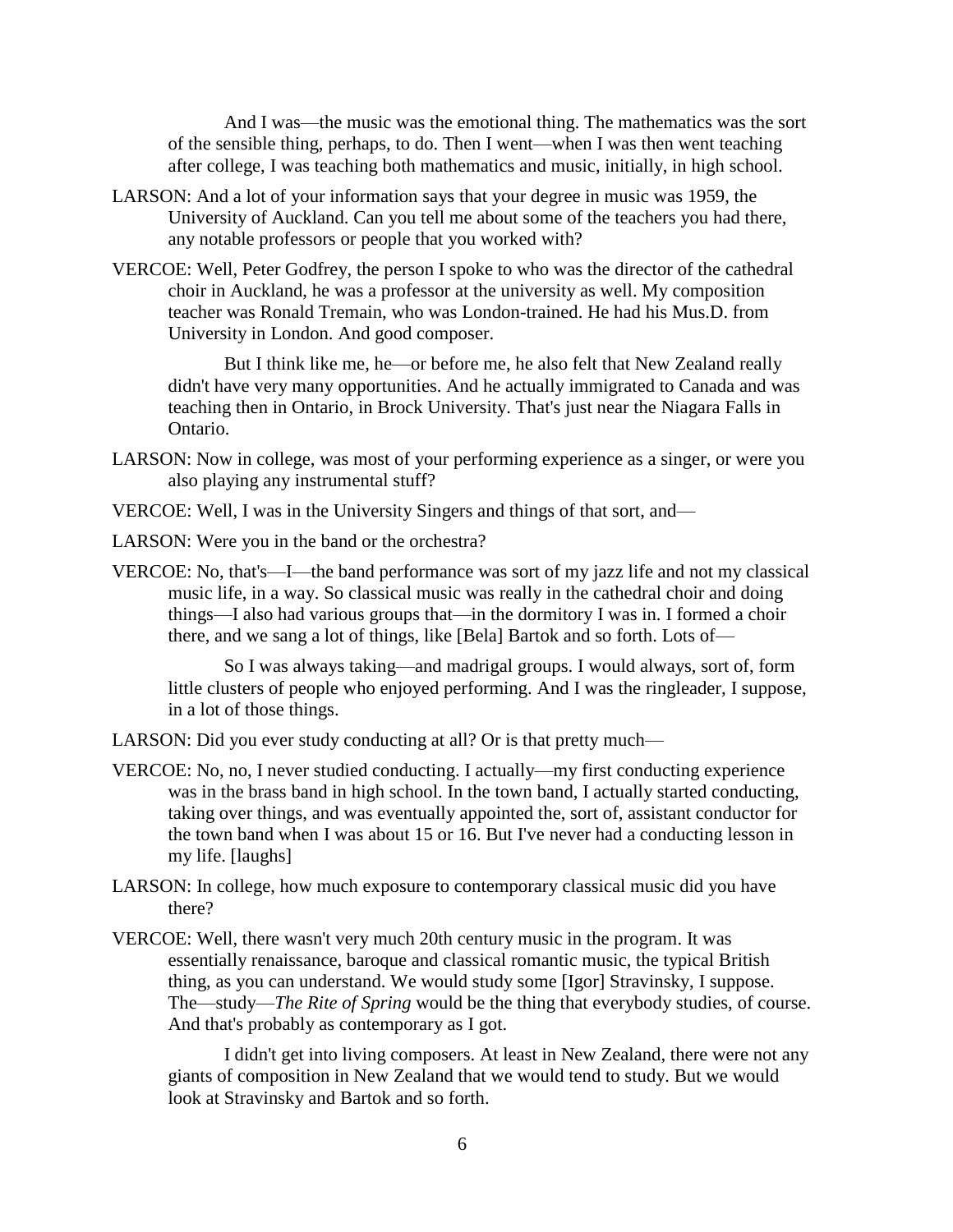And I was—the music was the emotional thing. The mathematics was the sort of the sensible thing, perhaps, to do. Then I went—when I was then went teaching after college, I was teaching both mathematics and music, initially, in high school.

LARSON: And a lot of your information says that your degree in music was 1959, the University of Auckland. Can you tell me about some of the teachers you had there, any notable professors or people that you worked with?

VERCOE: Well, Peter Godfrey, the person I spoke to who was the director of the cathedral choir in Auckland, he was a professor at the university as well. My composition teacher was Ronald Tremain, who was London-trained. He had his Mus.D. from University in London. And good composer.

But I think like me, he—or before me, he also felt that New Zealand really didn't have very many opportunities. And he actually immigrated to Canada and was teaching then in Ontario, in Brock University. That's just near the Niagara Falls in Ontario.

LARSON: Now in college, was most of your performing experience as a singer, or were you also playing any instrumental stuff?

VERCOE: Well, I was in the University Singers and things of that sort, and—

LARSON: Were you in the band or the orchestra?

VERCOE: No, that's—I—the band performance was sort of my jazz life and not my classical music life, in a way. So classical music was really in the cathedral choir and doing things—I also had various groups that—in the dormitory I was in. I formed a choir there, and we sang a lot of things, like [Bela] Bartok and so forth. Lots of—

So I was always taking—and madrigal groups. I would always, sort of, form little clusters of people who enjoyed performing. And I was the ringleader, I suppose, in a lot of those things.

LARSON: Did you ever study conducting at all? Or is that pretty much—

VERCOE: No, no, I never studied conducting. I actually—my first conducting experience was in the brass band in high school. In the town band, I actually started conducting, taking over things, and was eventually appointed the, sort of, assistant conductor for the town band when I was about 15 or 16. But I've never had a conducting lesson in my life. [laughs]

LARSON: In college, how much exposure to contemporary classical music did you have there?

VERCOE: Well, there wasn't very much 20th century music in the program. It was essentially renaissance, baroque and classical romantic music, the typical British thing, as you can understand. We would study some [Igor] Stravinsky, I suppose. The—study—*The Rite of Spring* would be the thing that everybody studies, of course. And that's probably as contemporary as I got.

I didn't get into living composers. At least in New Zealand, there were not any giants of composition in New Zealand that we would tend to study. But we would look at Stravinsky and Bartok and so forth.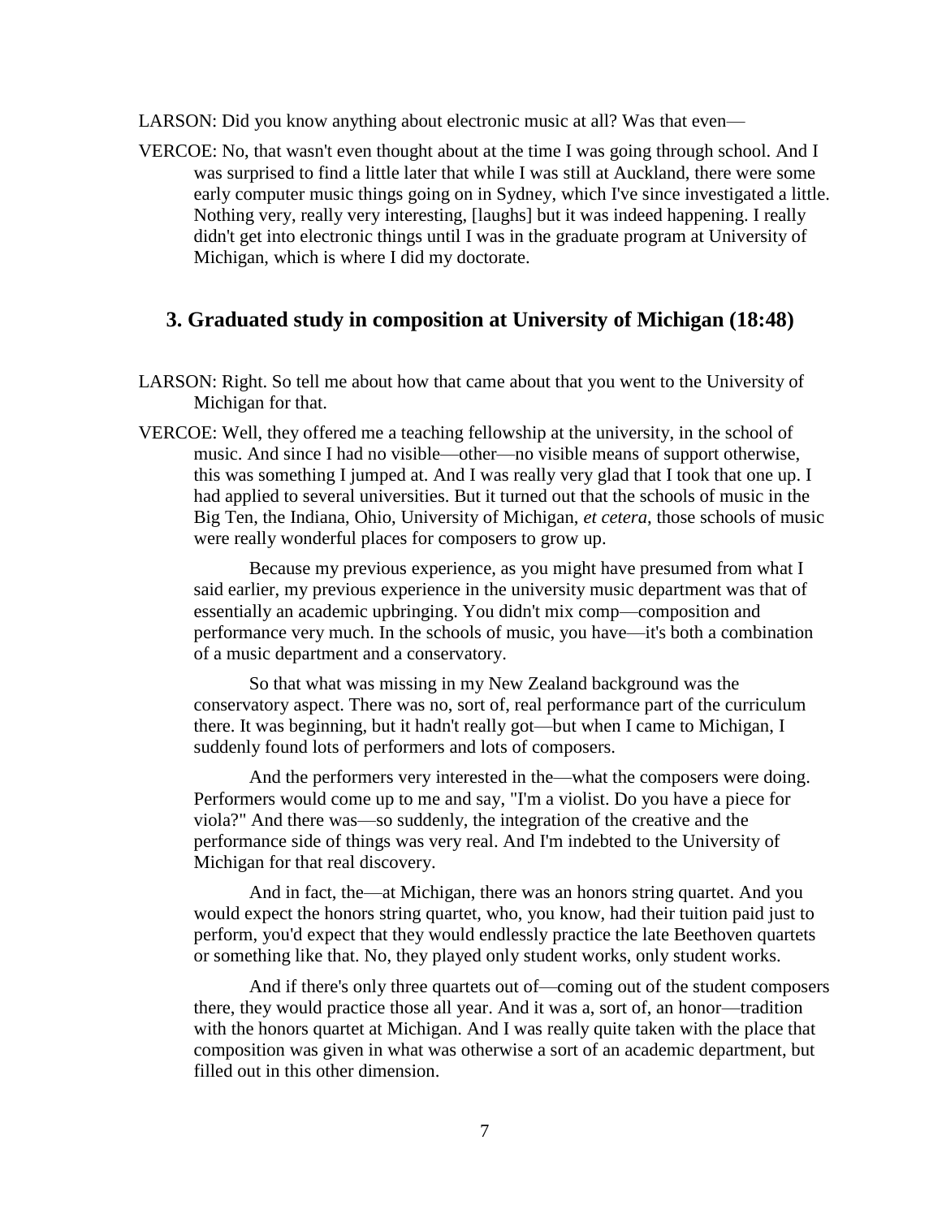LARSON: Did you know anything about electronic music at all? Was that even—

VERCOE: No, that wasn't even thought about at the time I was going through school. And I was surprised to find a little later that while I was still at Auckland, there were some early computer music things going on in Sydney, which I've since investigated a little. Nothing very, really very interesting, [laughs] but it was indeed happening. I really didn't get into electronic things until I was in the graduate program at University of Michigan, which is where I did my doctorate.

## 3. Graduated study in composition at University of Michigan (18:48)

LARSON: Right. So tell me about how that came about that you went to the University of Michigan for that.

VERCOE: Well, they offered me a teaching fellowship at the university, in the school of music. And since I had no visible—other—no visible means of support otherwise, this was something I jumped at. And I was really very glad that I took that one up. I had applied to several universities. But it turned out that the schools of music in the Big Ten, the Indiana, Ohio, University of Michigan, *et cetera*, those schools of music were really wonderful places for composers to grow up.

Because my previous experience, as you might have presumed from what I said earlier, my previous experience in the university music department was that of essentially an academic upbringing. You didn't mix comp—composition and performance very much. In the schools of music, you have—it's both a combination of a music department and a conservatory.

So that what was missing in my New Zealand background was the conservatory aspect. There was no, sort of, real performance part of the curriculum there. It was beginning, but it hadn't really got—but when I came to Michigan, I suddenly found lots of performers and lots of composers.

And the performers very interested in the—what the composers were doing. Performers would come up to me and say, "I'm a violist. Do you have a piece for viola?" And there was—so suddenly, the integration of the creative and the performance side of things was very real. And I'm indebted to the University of Michigan for that real discovery.

And in fact, the—at Michigan, there was an honors string quartet. And you would expect the honors string quartet, who, you know, had their tuition paid just to perform, you'd expect that they would endlessly practice the late Beethoven quartets or something like that. No, they played only student works, only student works.

And if there's only three quartets out of—coming out of the student composers there, they would practice those all year. And it was a, sort of, an honor—tradition with the honors quartet at Michigan. And I was really quite taken with the place that composition was given in what was otherwise a sort of an academic department, but filled out in this other dimension.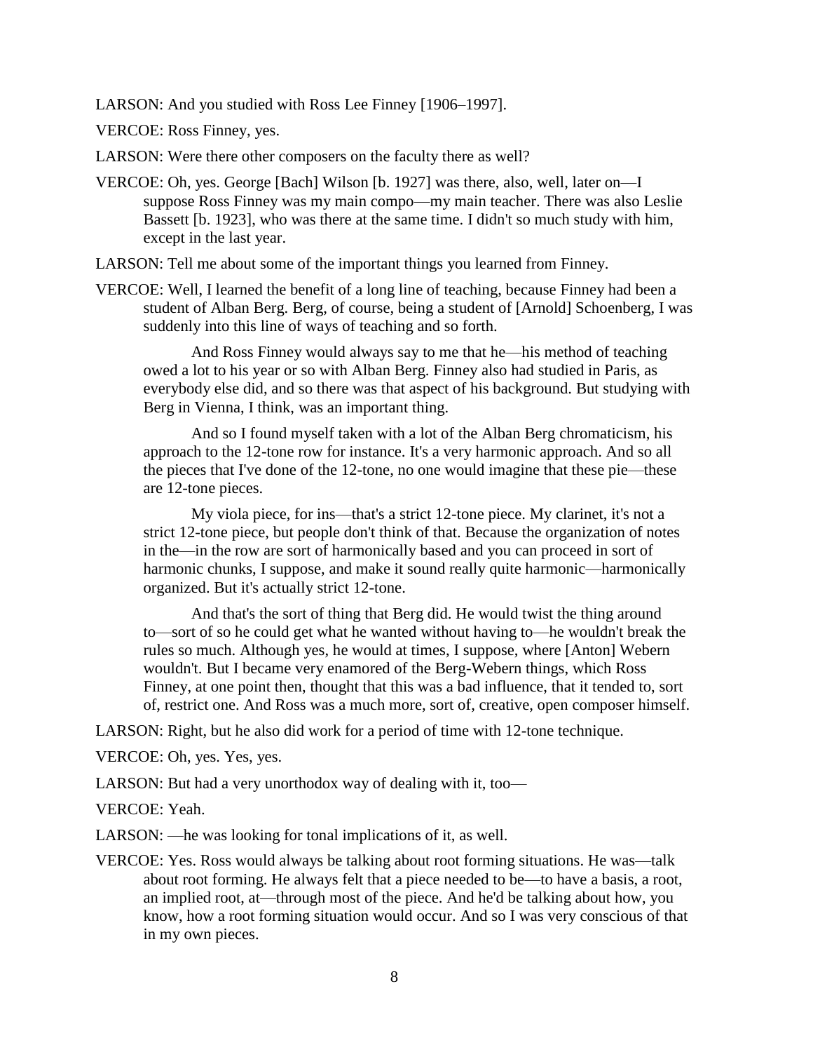LARSON: And you studied with Ross Lee Finney [1906–1997].

VERCOE: Ross Finney, yes.

LARSON: Were there other composers on the faculty there as well?

VERCOE: Oh, yes. George [Bach] Wilson [b. 1927] was there, also, well, later on—I suppose Ross Finney was my main compo—my main teacher. There was also Leslie Bassett [b. 1923], who was there at the same time. I didn't so much study with him, except in the last year.

LARSON: Tell me about some of the important things you learned from Finney.

VERCOE: Well, I learned the benefit of a long line of teaching, because Finney had been a student of Alban Berg. Berg, of course, being a student of [Arnold] Schoenberg, I was suddenly into this line of ways of teaching and so forth.

And Ross Finney would always say to me that he—his method of teaching owed a lot to his year or so with Alban Berg. Finney also had studied in Paris, as everybody else did, and so there was that aspect of his background. But studying with Berg in Vienna, I think, was an important thing.

And so I found myself taken with a lot of the Alban Berg chromaticism, his approach to the 12-tone row for instance. It's a very harmonic approach. And so all the pieces that I've done of the 12-tone, no one would imagine that these pie—these are 12-tone pieces.

My viola piece, for ins—that's a strict 12-tone piece. My clarinet, it's not a strict 12-tone piece, but people don't think of that. Because the organization of notes in the—in the row are sort of harmonically based and you can proceed in sort of harmonic chunks, I suppose, and make it sound really quite harmonic—harmonically organized. But it's actually strict 12-tone.

And that's the sort of thing that Berg did. He would twist the thing around to—sort of so he could get what he wanted without having to—he wouldn't break the rules so much. Although yes, he would at times, I suppose, where [Anton] Webern wouldn't. But I became very enamored of the Berg-Webern things, which Ross Finney, at one point then, thought that this was a bad influence, that it tended to, sort of, restrict one. And Ross was a much more, sort of, creative, open composer himself.

LARSON: Right, but he also did work for a period of time with 12-tone technique.

VERCOE: Oh, yes. Yes, yes.

LARSON: But had a very unorthodox way of dealing with it, too—

VERCOE: Yeah.

LARSON: —he was looking for tonal implications of it, as well.

VERCOE: Yes. Ross would always be talking about root forming situations. He was—talk about root forming. He always felt that a piece needed to be—to have a basis, a root, an implied root, at—through most of the piece. And he'd be talking about how, you know, how a root forming situation would occur. And so I was very conscious of that in my own pieces.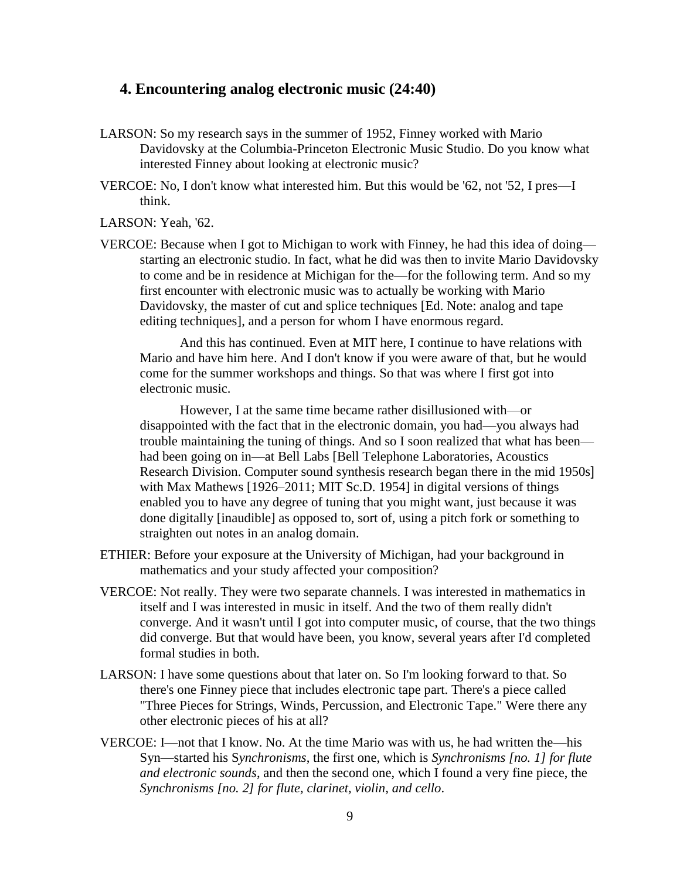## 4. Encountering analog electronic music (24:40)

LARSON: So my research says in the summer of 1952, Finney worked with Mario Davidovsky at the Columbia-Princeton Electronic Music Studio. Do you know what interested Finney about looking at electronic music?

VERCOE: No, I don't know what interested him. But this would be '62, not '52, I pres—I think.

LARSON: Yeah, '62.

VERCOE: Because when I got to Michigan to work with Finney, he had this idea of doing—starting an electronic studio. In fact, what he did was then to invite Mario Davidovsky to come and be in residence at Michigan for the—for the following term. And so my first encounter with electronic music was to actually be working with Mario Davidovsky, the master of cut and splice techniques [Ed. Note: analog and tape editing techniques], and a person for whom I have enormous regard.

And this has continued. Even at MIT here, I continue to have relations with Mario and have him here. And I don't know if you were aware of that, but he would come for the summer workshops and things. So that was where I first got into electronic music.

However, I at the same time became rather disillusioned with—or disappointed with the fact that in the electronic domain, you had—you always had trouble maintaining the tuning of things. And so I soon realized that what has been—had been going on in—at Bell Labs [Bell Telephone Laboratories, Acoustics Research Division. Computer sound synthesis research began there in the mid 1950s] with Max Mathews [1926–2011; MIT Sc.D. 1954] in digital versions of things enabled you to have any degree of tuning that you might want, just because it was done digitally [inaudible] as opposed to, sort of, using a pitch fork or something to straighten out notes in an analog domain.

ETHIER: Before your exposure at the University of Michigan, had your background in mathematics and your study affected your composition?

VERCOE: Not really. They were two separate channels. I was interested in mathematics in itself and I was interested in music in itself. And the two of them really didn't converge. And it wasn't until I got into computer music, of course, that the two things did converge. But that would have been, you know, several years after I'd completed formal studies in both.

LARSON: I have some questions about that later on. So I'm looking forward to that. So there's one Finney piece that includes electronic tape part. There's a piece called "Three Pieces for Strings, Winds, Percussion, and Electronic Tape." Were there any other electronic pieces of his at all?

VERCOE: I—not that I know. No. At the time Mario was with us, he had written the—his Syn—started his S*ynchronisms*, the first one, which is *Synchronisms [no. 1] for flute and electronic sounds*, and then the second one, which I found a very fine piece, the *Synchronisms [no. 2] for flute, clarinet, violin, and cello*.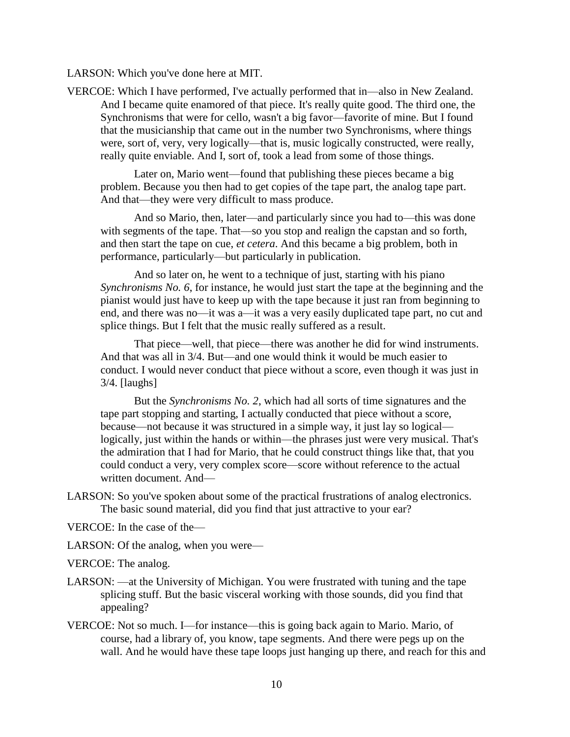LARSON: Which you've done here at MIT.

VERCOE: Which I have performed, I've actually performed that in—also in New Zealand. And I became quite enamored of that piece. It's really quite good. The third one, the Synchronisms that were for cello, wasn't a big favor—favorite of mine. But I found that the musicianship that came out in the number two Synchronisms, where things were, sort of, very, very logically—that is, music logically constructed, were really, really quite enviable. And I, sort of, took a lead from some of those things.

Later on, Mario went—found that publishing these pieces became a big problem. Because you then had to get copies of the tape part, the analog tape part. And that—they were very difficult to mass produce.

And so Mario, then, later—and particularly since you had to—this was done with segments of the tape. That—so you stop and realign the capstan and so forth, and then start the tape on cue, *et cetera*. And this became a big problem, both in performance, particularly—but particularly in publication.

And so later on, he went to a technique of just, starting with his piano *Synchronisms No. 6*, for instance, he would just start the tape at the beginning and the pianist would just have to keep up with the tape because it just ran from beginning to end, and there was no—it was a—it was a very easily duplicated tape part, no cut and splice things. But I felt that the music really suffered as a result.

That piece—well, that piece—there was another he did for wind instruments. And that was all in 3/4. But—and one would think it would be much easier to conduct. I would never conduct that piece without a score, even though it was just in 3/4. [laughs]

But the *Synchronisms No. 2*, which had all sorts of time signatures and the tape part stopping and starting, I actually conducted that piece without a score, because—not because it was structured in a simple way, it just lay so logical—logically, just within the hands or within—the phrases just were very musical. That's the admiration that I had for Mario, that he could construct things like that, that you could conduct a very, very complex score—score without reference to the actual written document. And—

LARSON: So you've spoken about some of the practical frustrations of analog electronics. The basic sound material, did you find that just attractive to your ear?

VERCOE: In the case of the—

LARSON: Of the analog, when you were—

VERCOE: The analog.

LARSON: —at the University of Michigan. You were frustrated with tuning and the tape splicing stuff. But the basic visceral working with those sounds, did you find that appealing?

VERCOE: Not so much. I—for instance—this is going back again to Mario. Mario, of course, had a library of, you know, tape segments. And there were pegs up on the wall. And he would have these tape loops just hanging up there, and reach for this and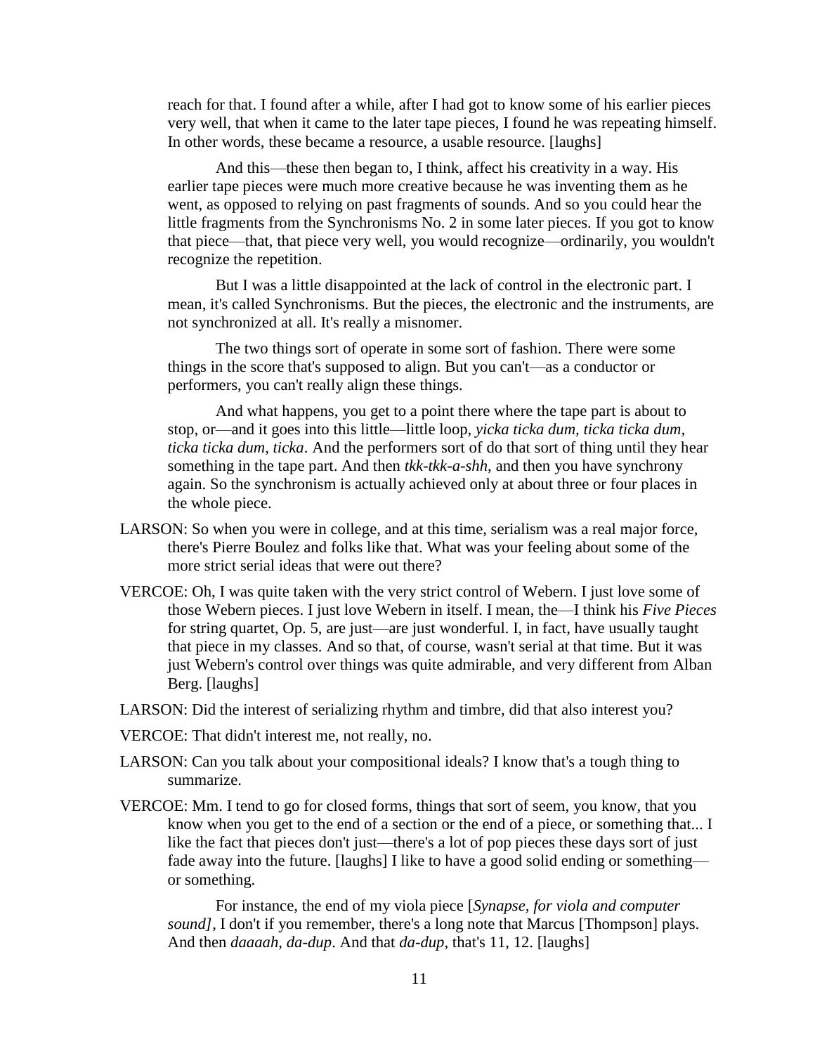reach for that. I found after a while, after I had got to know some of his earlier pieces very well, that when it came to the later tape pieces, I found he was repeating himself. In other words, these became a resource, a usable resource. [laughs]

And this—these then began to, I think, affect his creativity in a way. His earlier tape pieces were much more creative because he was inventing them as he went, as opposed to relying on past fragments of sounds. And so you could hear the little fragments from the Synchronisms No. 2 in some later pieces. If you got to know that piece—that, that piece very well, you would recognize—ordinarily, you wouldn't recognize the repetition.

But I was a little disappointed at the lack of control in the electronic part. I mean, it's called Synchronisms. But the pieces, the electronic and the instruments, are not synchronized at all. It's really a misnomer.

The two things sort of operate in some sort of fashion. There were some things in the score that's supposed to align. But you can't—as a conductor or performers, you can't really align these things.

And what happens, you get to a point there where the tape part is about to stop, or—and it goes into this little—little loop, *yicka ticka dum, ticka ticka dum, ticka ticka dum, ticka*. And the performers sort of do that sort of thing until they hear something in the tape part. And then *tkk-tkk-a-shh*, and then you have synchrony again. So the synchronism is actually achieved only at about three or four places in the whole piece.

LARSON: So when you were in college, and at this time, serialism was a real major force, there's Pierre Boulez and folks like that. What was your feeling about some of the more strict serial ideas that were out there?

VERCOE: Oh, I was quite taken with the very strict control of Webern. I just love some of those Webern pieces. I just love Webern in itself. I mean, the—I think his *Five Pieces* for string quartet, Op. 5, are just—are just wonderful. I, in fact, have usually taught that piece in my classes. And so that, of course, wasn't serial at that time. But it was just Webern's control over things was quite admirable, and very different from Alban Berg. [laughs]

LARSON: Did the interest of serializing rhythm and timbre, did that also interest you?

VERCOE: That didn't interest me, not really, no.

LARSON: Can you talk about your compositional ideals? I know that's a tough thing to summarize.

VERCOE: Mm. I tend to go for closed forms, things that sort of seem, you know, that you know when you get to the end of a section or the end of a piece, or something that... I like the fact that pieces don't just—there's a lot of pop pieces these days sort of just fade away into the future. [laughs] I like to have a good solid ending or something—or something.

For instance, the end of my viola piece [*Synapse, for viola and computer sound]*, I don't if you remember, there's a long note that Marcus [Thompson] plays. And then *daaaah, da-dup*. And that *da-dup*, that's 11, 12. [laughs]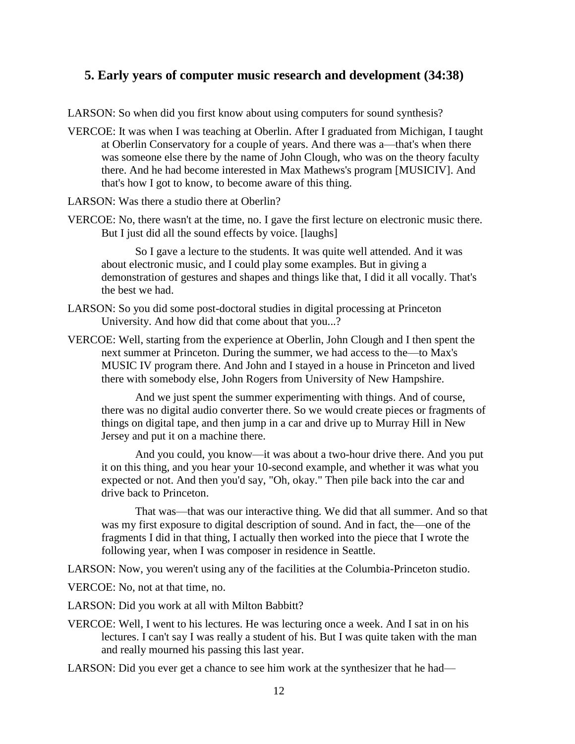## 5. Early years of computer music research and development (34:38)

LARSON: So when did you first know about using computers for sound synthesis?

VERCOE: It was when I was teaching at Oberlin. After I graduated from Michigan, I taught at Oberlin Conservatory for a couple of years. And there was a—that's when there was someone else there by the name of John Clough, who was on the theory faculty there. And he had become interested in Max Mathews's program [MUSICIV]. And that's how I got to know, to become aware of this thing.

LARSON: Was there a studio there at Oberlin?

VERCOE: No, there wasn't at the time, no. I gave the first lecture on electronic music there. But I just did all the sound effects by voice. [laughs]

So I gave a lecture to the students. It was quite well attended. And it was about electronic music, and I could play some examples. But in giving a demonstration of gestures and shapes and things like that, I did it all vocally. That's the best we had.

LARSON: So you did some post-doctoral studies in digital processing at Princeton University. And how did that come about that you...?

VERCOE: Well, starting from the experience at Oberlin, John Clough and I then spent the next summer at Princeton. During the summer, we had access to the—to Max's MUSIC IV program there. And John and I stayed in a house in Princeton and lived there with somebody else, John Rogers from University of New Hampshire.

And we just spent the summer experimenting with things. And of course, there was no digital audio converter there. So we would create pieces or fragments of things on digital tape, and then jump in a car and drive up to Murray Hill in New Jersey and put it on a machine there.

And you could, you know—it was about a two-hour drive there. And you put it on this thing, and you hear your 10-second example, and whether it was what you expected or not. And then you'd say, "Oh, okay." Then pile back into the car and drive back to Princeton.

That was—that was our interactive thing. We did that all summer. And so that was my first exposure to digital description of sound. And in fact, the—one of the fragments I did in that thing, I actually then worked into the piece that I wrote the following year, when I was composer in residence in Seattle.

LARSON: Now, you weren't using any of the facilities at the Columbia-Princeton studio.

VERCOE: No, not at that time, no.

LARSON: Did you work at all with Milton Babbitt?

VERCOE: Well, I went to his lectures. He was lecturing once a week. And I sat in on his lectures. I can't say I was really a student of his. But I was quite taken with the man and really mourned his passing this last year.

LARSON: Did you ever get a chance to see him work at the synthesizer that he had—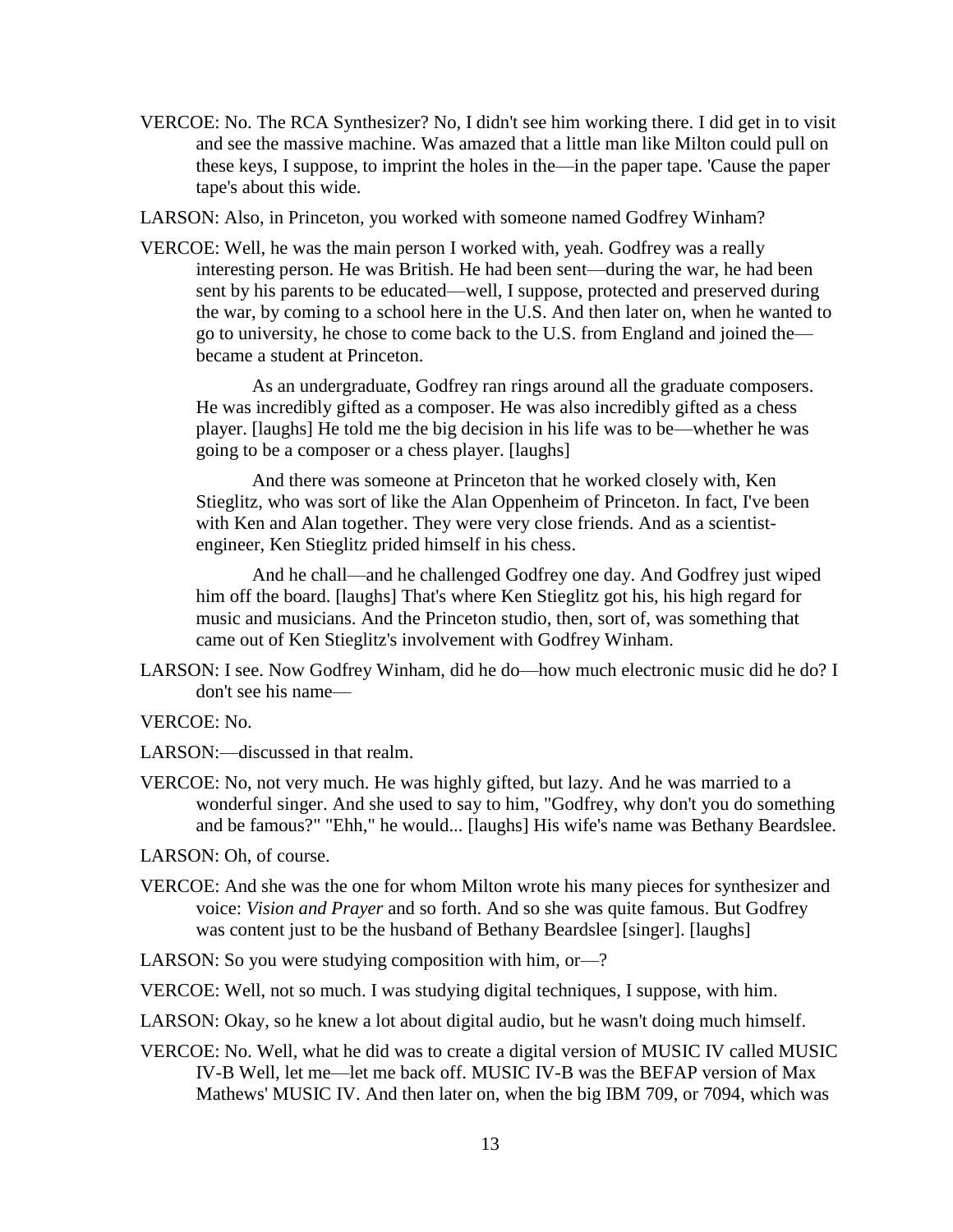VERCOE: No. The RCA Synthesizer? No, I didn't see him working there. I did get in to visit and see the massive machine. Was amazed that a little man like Milton could pull on these keys, I suppose, to imprint the holes in the—in the paper tape. 'Cause the paper tape's about this wide.

LARSON: Also, in Princeton, you worked with someone named Godfrey Winham?

VERCOE: Well, he was the main person I worked with, yeah. Godfrey was a really interesting person. He was British. He had been sent—during the war, he had been sent by his parents to be educated—well, I suppose, protected and preserved during the war, by coming to a school here in the U.S. And then later on, when he wanted to go to university, he chose to come back to the U.S. from England and joined the—became a student at Princeton.

As an undergraduate, Godfrey ran rings around all the graduate composers. He was incredibly gifted as a composer. He was also incredibly gifted as a chess player. [laughs] He told me the big decision in his life was to be—whether he was going to be a composer or a chess player. [laughs]

And there was someone at Princeton that he worked closely with, Ken Stieglitz, who was sort of like the Alan Oppenheim of Princeton. In fact, I've been with Ken and Alan together. They were very close friends. And as a scientist-engineer, Ken Stieglitz prided himself in his chess.

And he chall—and he challenged Godfrey one day. And Godfrey just wiped him off the board. [laughs] That's where Ken Stieglitz got his, his high regard for music and musicians. And the Princeton studio, then, sort of, was something that came out of Ken Stieglitz's involvement with Godfrey Winham.

LARSON: I see. Now Godfrey Winham, did he do—how much electronic music did he do? I don't see his name—

VERCOE: No.

LARSON:—discussed in that realm.

VERCOE: No, not very much. He was highly gifted, but lazy. And he was married to a wonderful singer. And she used to say to him, "Godfrey, why don't you do something and be famous?" "Ehh," he would... [laughs] His wife's name was Bethany Beardslee.

LARSON: Oh, of course.

VERCOE: And she was the one for whom Milton wrote his many pieces for synthesizer and voice: *Vision and Prayer* and so forth. And so she was quite famous. But Godfrey was content just to be the husband of Bethany Beardslee [singer]. [laughs]

LARSON: So you were studying composition with him, or—?

VERCOE: Well, not so much. I was studying digital techniques, I suppose, with him.

LARSON: Okay, so he knew a lot about digital audio, but he wasn't doing much himself.

VERCOE: No. Well, what he did was to create a digital version of MUSIC IV called MUSIC IV-B Well, let me—let me back off. MUSIC IV-B was the BEFAP version of Max Mathews' MUSIC IV. And then later on, when the big IBM 709, or 7094, which was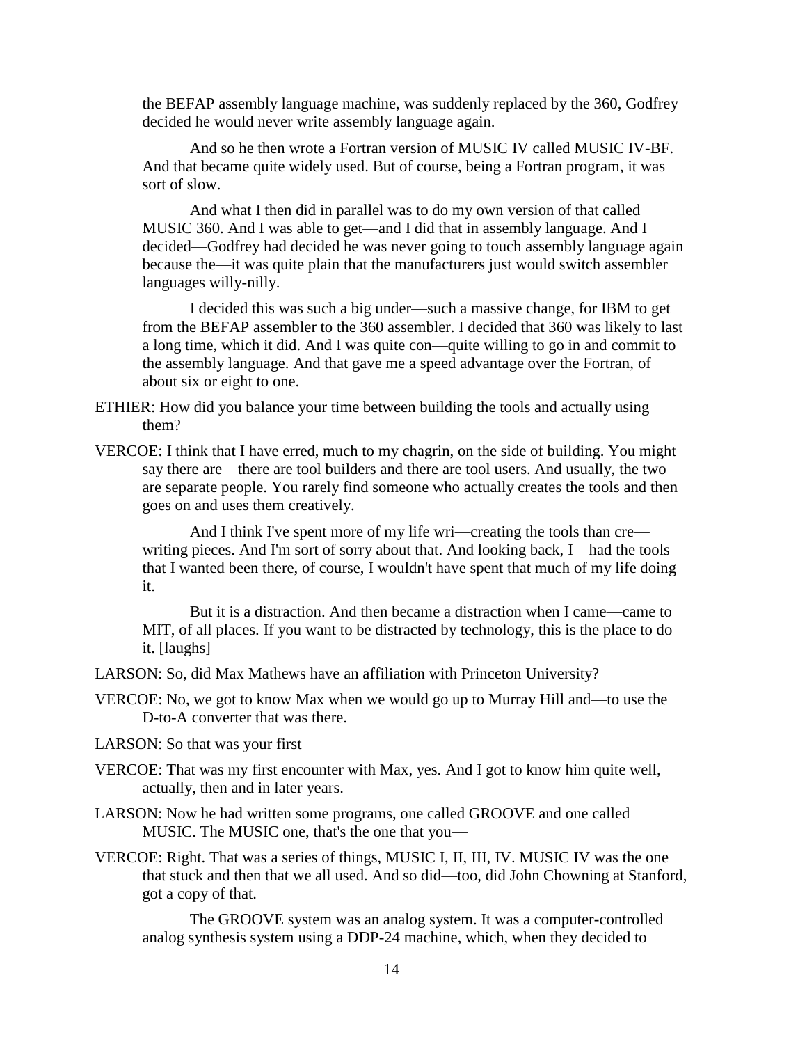the BEFAP assembly language machine, was suddenly replaced by the 360, Godfrey decided he would never write assembly language again.

And so he then wrote a Fortran version of MUSIC IV called MUSIC IV-BF. And that became quite widely used. But of course, being a Fortran program, it was sort of slow.

And what I then did in parallel was to do my own version of that called MUSIC 360. And I was able to get—and I did that in assembly language. And I decided—Godfrey had decided he was never going to touch assembly language again because the—it was quite plain that the manufacturers just would switch assembler languages willy-nilly.

I decided this was such a big under—such a massive change, for IBM to get from the BEFAP assembler to the 360 assembler. I decided that 360 was likely to last a long time, which it did. And I was quite con—quite willing to go in and commit to the assembly language. And that gave me a speed advantage over the Fortran, of about six or eight to one.

ETHIER: How did you balance your time between building the tools and actually using them?

VERCOE: I think that I have erred, much to my chagrin, on the side of building. You might say there are—there are tool builders and there are tool users. And usually, the two are separate people. You rarely find someone who actually creates the tools and then goes on and uses them creatively.

And I think I've spent more of my life wri—creating the tools than cre—writing pieces. And I'm sort of sorry about that. And looking back, I—had the tools that I wanted been there, of course, I wouldn't have spent that much of my life doing it.

But it is a distraction. And then became a distraction when I came—came to MIT, of all places. If you want to be distracted by technology, this is the place to do it. [laughs]

LARSON: So, did Max Mathews have an affiliation with Princeton University?

VERCOE: No, we got to know Max when we would go up to Murray Hill and—to use the D-to-A converter that was there.

LARSON: So that was your first—

VERCOE: That was my first encounter with Max, yes. And I got to know him quite well, actually, then and in later years.

LARSON: Now he had written some programs, one called GROOVE and one called MUSIC. The MUSIC one, that's the one that you—

VERCOE: Right. That was a series of things, MUSIC I, II, III, IV. MUSIC IV was the one that stuck and then that we all used. And so did—too, did John Chowning at Stanford, got a copy of that.

The GROOVE system was an analog system. It was a computer-controlled analog synthesis system using a DDP-24 machine, which, when they decided to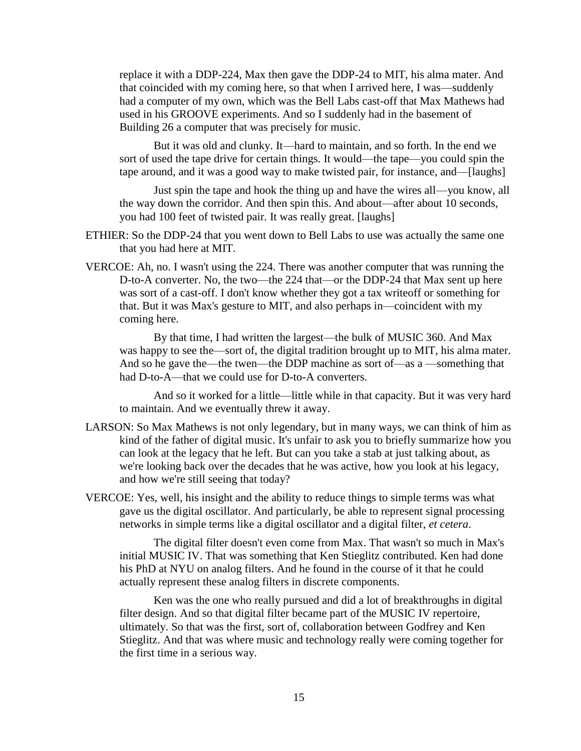replace it with a DDP-224, Max then gave the DDP-24 to MIT, his alma mater. And that coincided with my coming here, so that when I arrived here, I was—suddenly had a computer of my own, which was the Bell Labs cast-off that Max Mathews had used in his GROOVE experiments. And so I suddenly had in the basement of Building 26 a computer that was precisely for music.

But it was old and clunky. It—hard to maintain, and so forth. In the end we sort of used the tape drive for certain things. It would—the tape—you could spin the tape around, and it was a good way to make twisted pair, for instance, and—[laughs]

Just spin the tape and hook the thing up and have the wires all—you know, all the way down the corridor. And then spin this. And about—after about 10 seconds, you had 100 feet of twisted pair. It was really great. [laughs]

ETHIER: So the DDP-24 that you went down to Bell Labs to use was actually the same one that you had here at MIT.

VERCOE: Ah, no. I wasn't using the 224. There was another computer that was running the D-to-A converter. No, the two—the 224 that—or the DDP-24 that Max sent up here was sort of a cast-off. I don't know whether they got a tax writeoff or something for that. But it was Max's gesture to MIT, and also perhaps in—coincident with my coming here.

By that time, I had written the largest—the bulk of MUSIC 360. And Max was happy to see the—sort of, the digital tradition brought up to MIT, his alma mater. And so he gave the—the twen—the DDP machine as sort of—as a —something that had D-to-A—that we could use for D-to-A converters.

And so it worked for a little—little while in that capacity. But it was very hard to maintain. And we eventually threw it away.

LARSON: So Max Mathews is not only legendary, but in many ways, we can think of him as kind of the father of digital music. It's unfair to ask you to briefly summarize how you can look at the legacy that he left. But can you take a stab at just talking about, as we're looking back over the decades that he was active, how you look at his legacy, and how we're still seeing that today?

VERCOE: Yes, well, his insight and the ability to reduce things to simple terms was what gave us the digital oscillator. And particularly, be able to represent signal processing networks in simple terms like a digital oscillator and a digital filter, *et cetera*.

The digital filter doesn't even come from Max. That wasn't so much in Max's initial MUSIC IV. That was something that Ken Stieglitz contributed. Ken had done his PhD at NYU on analog filters. And he found in the course of it that he could actually represent these analog filters in discrete components.

Ken was the one who really pursued and did a lot of breakthroughs in digital filter design. And so that digital filter became part of the MUSIC IV repertoire, ultimately. So that was the first, sort of, collaboration between Godfrey and Ken Stieglitz. And that was where music and technology really were coming together for the first time in a serious way.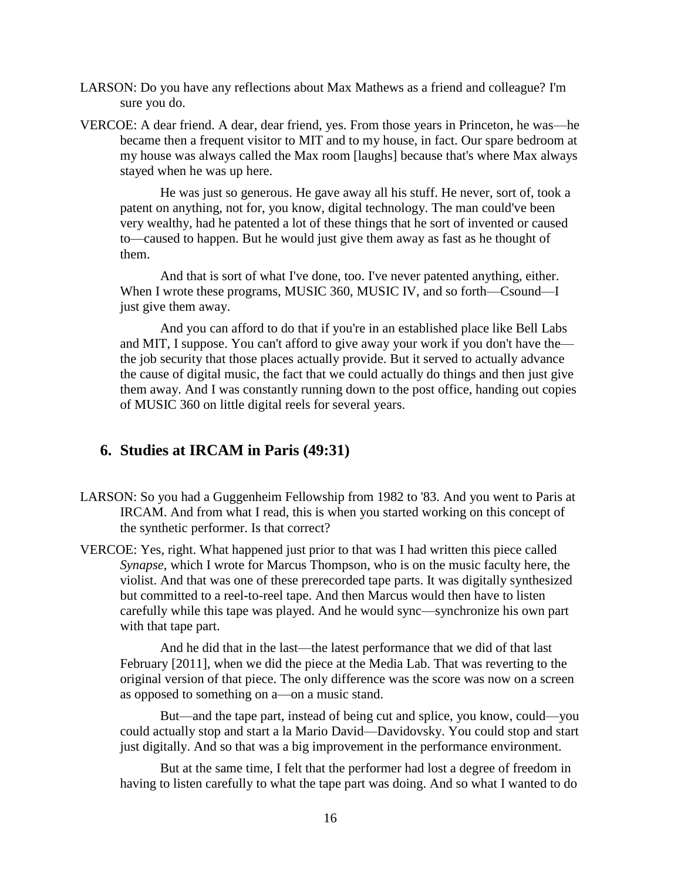LARSON: Do you have any reflections about Max Mathews as a friend and colleague? I'm sure you do.

VERCOE: A dear friend. A dear, dear friend, yes. From those years in Princeton, he was—he became then a frequent visitor to MIT and to my house, in fact. Our spare bedroom at my house was always called the Max room [laughs] because that's where Max always stayed when he was up here.

He was just so generous. He gave away all his stuff. He never, sort of, took a patent on anything, not for, you know, digital technology. The man could've been very wealthy, had he patented a lot of these things that he sort of invented or caused to—caused to happen. But he would just give them away as fast as he thought of them.

And that is sort of what I've done, too. I've never patented anything, either. When I wrote these programs, MUSIC 360, MUSIC IV, and so forth—Csound—I just give them away.

And you can afford to do that if you're in an established place like Bell Labs and MIT, I suppose. You can't afford to give away your work if you don't have the—the job security that those places actually provide. But it served to actually advance the cause of digital music, the fact that we could actually do things and then just give them away. And I was constantly running down to the post office, handing out copies of MUSIC 360 on little digital reels for several years.

## 6. Studies at IRCAM in Paris (49:31)

LARSON: So you had a Guggenheim Fellowship from 1982 to '83. And you went to Paris at IRCAM. And from what I read, this is when you started working on this concept of the synthetic performer. Is that correct?

VERCOE: Yes, right. What happened just prior to that was I had written this piece called *Synapse*, which I wrote for Marcus Thompson, who is on the music faculty here, the violist. And that was one of these prerecorded tape parts. It was digitally synthesized but committed to a reel-to-reel tape. And then Marcus would then have to listen carefully while this tape was played. And he would sync—synchronize his own part with that tape part.

And he did that in the last—the latest performance that we did of that last February [2011], when we did the piece at the Media Lab. That was reverting to the original version of that piece. The only difference was the score was now on a screen as opposed to something on a—on a music stand.

But—and the tape part, instead of being cut and splice, you know, could—you could actually stop and start a la Mario David—Davidovsky. You could stop and start just digitally. And so that was a big improvement in the performance environment.

But at the same time, I felt that the performer had lost a degree of freedom in having to listen carefully to what the tape part was doing. And so what I wanted to do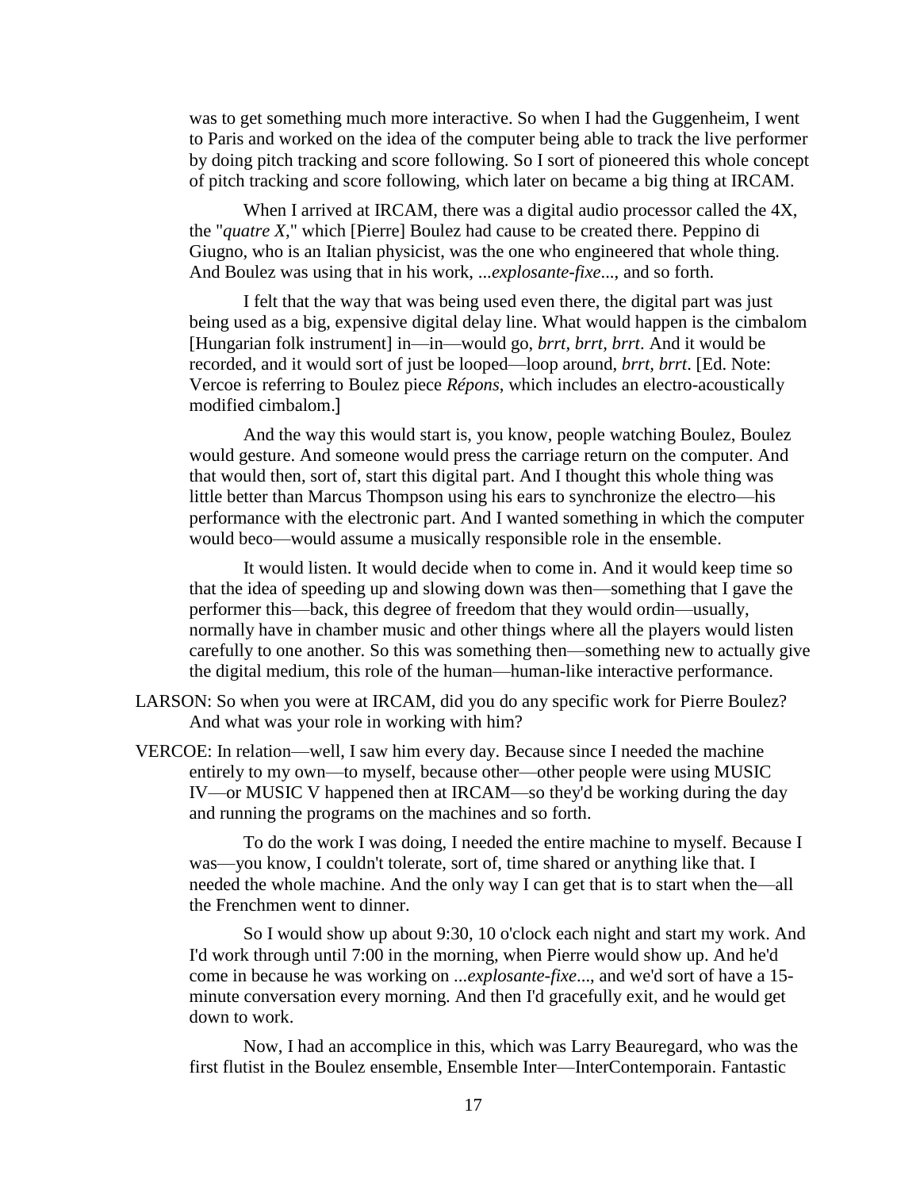was to get something much more interactive. So when I had the Guggenheim, I went to Paris and worked on the idea of the computer being able to track the live performer by doing pitch tracking and score following. So I sort of pioneered this whole concept of pitch tracking and score following, which later on became a big thing at IRCAM.

When I arrived at IRCAM, there was a digital audio processor called the 4X, the "*quatre X*," which [Pierre] Boulez had cause to be created there. Peppino di Giugno, who is an Italian physicist, was the one who engineered that whole thing. And Boulez was using that in his work, ...*explosante-fixe*..., and so forth.

I felt that the way that was being used even there, the digital part was just being used as a big, expensive digital delay line. What would happen is the cimbalom [Hungarian folk instrument] in—in—would go, *brrt, brrt, brrt*. And it would be recorded, and it would sort of just be looped—loop around, *brrt, brrt*. [Ed. Note: Vercoe is referring to Boulez piece *Répons*, which includes an electro-acoustically modified cimbalom.]

And the way this would start is, you know, people watching Boulez, Boulez would gesture. And someone would press the carriage return on the computer. And that would then, sort of, start this digital part. And I thought this whole thing was little better than Marcus Thompson using his ears to synchronize the electro—his performance with the electronic part. And I wanted something in which the computer would beco—would assume a musically responsible role in the ensemble.

It would listen. It would decide when to come in. And it would keep time so that the idea of speeding up and slowing down was then—something that I gave the performer this—back, this degree of freedom that they would ordin—usually, normally have in chamber music and other things where all the players would listen carefully to one another. So this was something then—something new to actually give the digital medium, this role of the human—human-like interactive performance.

LARSON: So when you were at IRCAM, did you do any specific work for Pierre Boulez? And what was your role in working with him?

VERCOE: In relation—well, I saw him every day. Because since I needed the machine entirely to my own—to myself, because other—other people were using MUSIC IV—or MUSIC V happened then at IRCAM—so they'd be working during the day and running the programs on the machines and so forth.

To do the work I was doing, I needed the entire machine to myself. Because I was—you know, I couldn't tolerate, sort of, time shared or anything like that. I needed the whole machine. And the only way I can get that is to start when the—all the Frenchmen went to dinner.

So I would show up about 9:30, 10 o'clock each night and start my work. And I'd work through until 7:00 in the morning, when Pierre would show up. And he'd come in because he was working on ...*explosante-fixe*..., and we'd sort of have a 15-minute conversation every morning. And then I'd gracefully exit, and he would get down to work.

Now, I had an accomplice in this, which was Larry Beauregard, who was the first flutist in the Boulez ensemble, Ensemble Inter—InterContemporain. Fantastic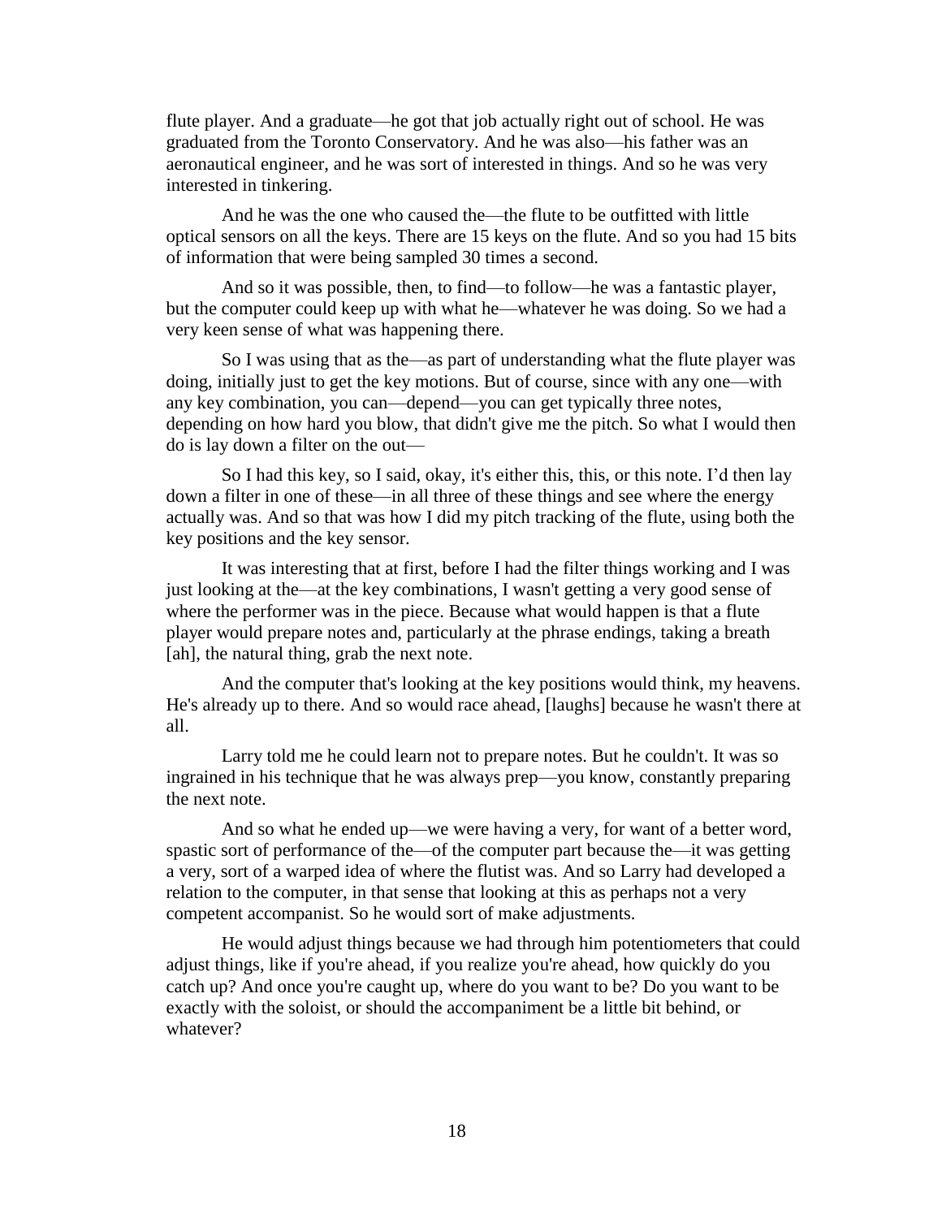flute player. And a graduate—he got that job actually right out of school. He was graduated from the Toronto Conservatory. And he was also—his father was an aeronautical engineer, and he was sort of interested in things. And so he was very interested in tinkering.

And he was the one who caused the—the flute to be outfitted with little optical sensors on all the keys. There are 15 keys on the flute. And so you had 15 bits of information that were being sampled 30 times a second.

And so it was possible, then, to find—to follow—he was a fantastic player, but the computer could keep up with what he—whatever he was doing. So we had a very keen sense of what was happening there.

So I was using that as the—as part of understanding what the flute player was doing, initially just to get the key motions. But of course, since with any one—with any key combination, you can—depend—you can get typically three notes, depending on how hard you blow, that didn't give me the pitch. So what I would then do is lay down a filter on the out—

So I had this key, so I said, okay, it's either this, this, or this note. I'd then lay down a filter in one of these—in all three of these things and see where the energy actually was. And so that was how I did my pitch tracking of the flute, using both the key positions and the key sensor.

It was interesting that at first, before I had the filter things working and I was just looking at the—at the key combinations, I wasn't getting a very good sense of where the performer was in the piece. Because what would happen is that a flute player would prepare notes and, particularly at the phrase endings, taking a breath [ah], the natural thing, grab the next note.

And the computer that's looking at the key positions would think, my heavens. He's already up to there. And so would race ahead, [laughs] because he wasn't there at all.

Larry told me he could learn not to prepare notes. But he couldn't. It was so ingrained in his technique that he was always prep—you know, constantly preparing the next note.

And so what he ended up—we were having a very, for want of a better word, spastic sort of performance of the—of the computer part because the—it was getting a very, sort of a warped idea of where the flutist was. And so Larry had developed a relation to the computer, in that sense that looking at this as perhaps not a very competent accompanist. So he would sort of make adjustments.

He would adjust things because we had through him potentiometers that could adjust things, like if you're ahead, if you realize you're ahead, how quickly do you catch up? And once you're caught up, where do you want to be? Do you want to be exactly with the soloist, or should the accompaniment be a little bit behind, or whatever?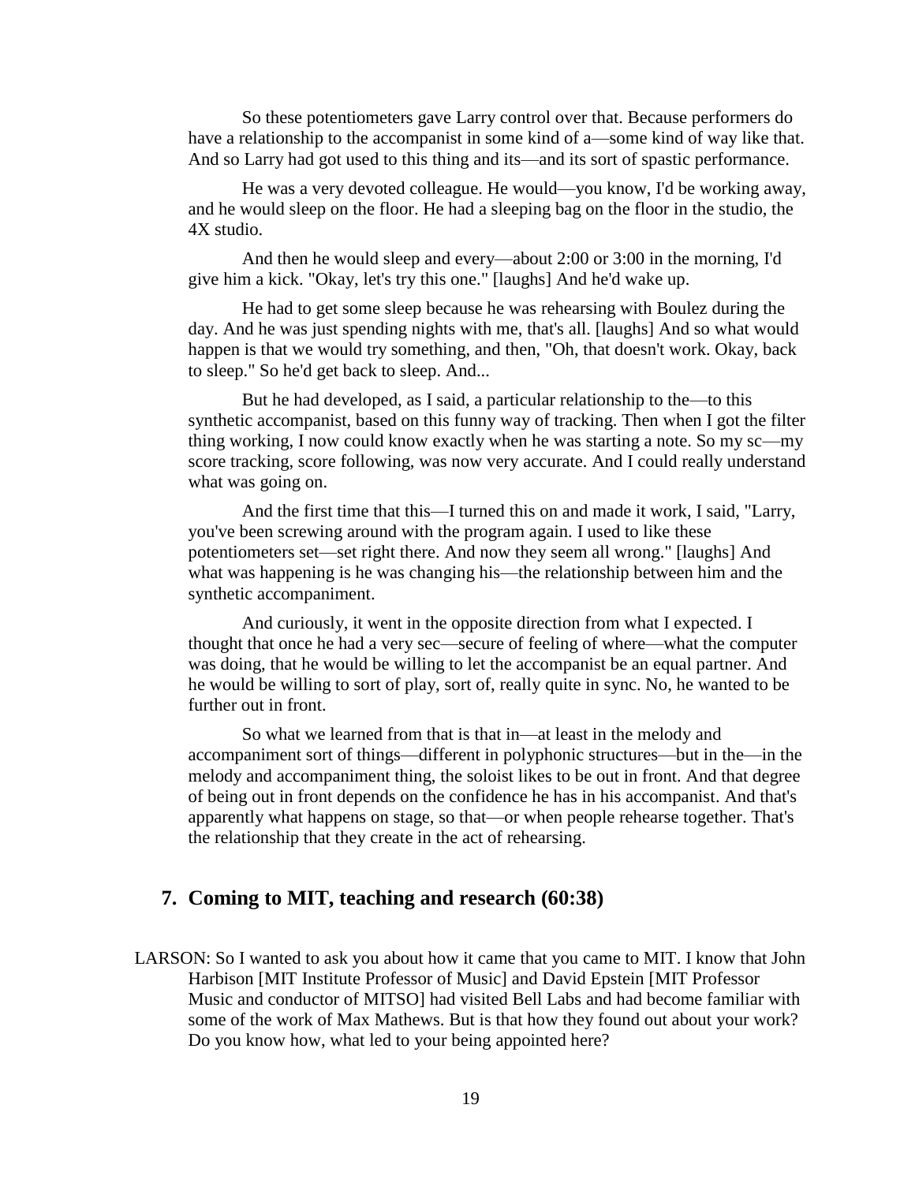So these potentiometers gave Larry control over that. Because performers do have a relationship to the accompanist in some kind of a—some kind of way like that. And so Larry had got used to this thing and its—and its sort of spastic performance.

He was a very devoted colleague. He would—you know, I'd be working away, and he would sleep on the floor. He had a sleeping bag on the floor in the studio, the 4X studio.

And then he would sleep and every—about 2:00 or 3:00 in the morning, I'd give him a kick. "Okay, let's try this one." [laughs] And he'd wake up.

He had to get some sleep because he was rehearsing with Boulez during the day. And he was just spending nights with me, that's all. [laughs] And so what would happen is that we would try something, and then, "Oh, that doesn't work. Okay, back to sleep." So he'd get back to sleep. And...

But he had developed, as I said, a particular relationship to the—to this synthetic accompanist, based on this funny way of tracking. Then when I got the filter thing working, I now could know exactly when he was starting a note. So my sc—my score tracking, score following, was now very accurate. And I could really understand what was going on.

And the first time that this—I turned this on and made it work, I said, "Larry, you've been screwing around with the program again. I used to like these potentiometers set—set right there. And now they seem all wrong." [laughs] And what was happening is he was changing his—the relationship between him and the synthetic accompaniment.

And curiously, it went in the opposite direction from what I expected. I thought that once he had a very sec—secure of feeling of where—what the computer was doing, that he would be willing to let the accompanist be an equal partner. And he would be willing to sort of play, sort of, really quite in sync. No, he wanted to be further out in front.

So what we learned from that is that in—at least in the melody and accompaniment sort of things—different in polyphonic structures—but in the—in the melody and accompaniment thing, the soloist likes to be out in front. And that degree of being out in front depends on the confidence he has in his accompanist. And that's apparently what happens on stage, so that—or when people rehearse together. That's the relationship that they create in the act of rehearsing.

## 7. Coming to MIT, teaching and research (60:38)

LARSON: So I wanted to ask you about how it came that you came to MIT. I know that John Harbison [MIT Institute Professor of Music] and David Epstein [MIT Professor Music and conductor of MITSO] had visited Bell Labs and had become familiar with some of the work of Max Mathews. But is that how they found out about your work? Do you know how, what led to your being appointed here?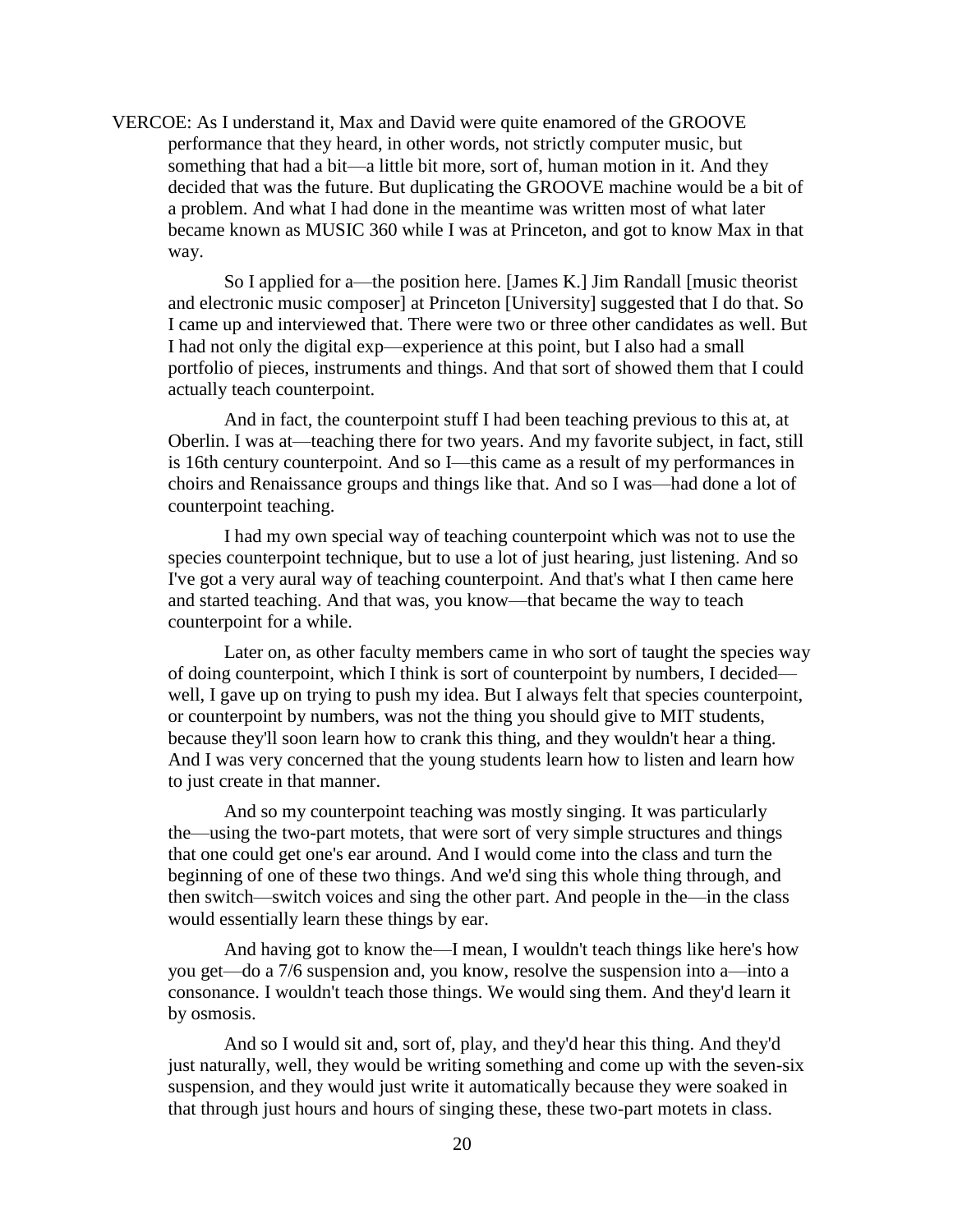VERCOE: As I understand it, Max and David were quite enamored of the GROOVE performance that they heard, in other words, not strictly computer music, but something that had a bit—a little bit more, sort of, human motion in it. And they decided that was the future. But duplicating the GROOVE machine would be a bit of a problem. And what I had done in the meantime was written most of what later became known as MUSIC 360 while I was at Princeton, and got to know Max in that way.

So I applied for a—the position here. [James K.] Jim Randall [music theorist and electronic music composer] at Princeton [University] suggested that I do that. So I came up and interviewed that. There were two or three other candidates as well. But I had not only the digital exp—experience at this point, but I also had a small portfolio of pieces, instruments and things. And that sort of showed them that I could actually teach counterpoint.

And in fact, the counterpoint stuff I had been teaching previous to this at, at Oberlin. I was at—teaching there for two years. And my favorite subject, in fact, still is 16th century counterpoint. And so I—this came as a result of my performances in choirs and Renaissance groups and things like that. And so I was—had done a lot of counterpoint teaching.

I had my own special way of teaching counterpoint which was not to use the species counterpoint technique, but to use a lot of just hearing, just listening. And so I've got a very aural way of teaching counterpoint. And that's what I then came here and started teaching. And that was, you know—that became the way to teach counterpoint for a while.

Later on, as other faculty members came in who sort of taught the species way of doing counterpoint, which I think is sort of counterpoint by numbers, I decided—well, I gave up on trying to push my idea. But I always felt that species counterpoint, or counterpoint by numbers, was not the thing you should give to MIT students, because they'll soon learn how to crank this thing, and they wouldn't hear a thing. And I was very concerned that the young students learn how to listen and learn how to just create in that manner.

And so my counterpoint teaching was mostly singing. It was particularly the—using the two-part motets, that were sort of very simple structures and things that one could get one's ear around. And I would come into the class and turn the beginning of one of these two things. And we'd sing this whole thing through, and then switch—switch voices and sing the other part. And people in the—in the class would essentially learn these things by ear.

And having got to know the—I mean, I wouldn't teach things like here's how you get—do a 7/6 suspension and, you know, resolve the suspension into a—into a consonance. I wouldn't teach those things. We would sing them. And they'd learn it by osmosis.

And so I would sit and, sort of, play, and they'd hear this thing. And they'd just naturally, well, they would be writing something and come up with the seven-six suspension, and they would just write it automatically because they were soaked in that through just hours and hours of singing these, these two-part motets in class.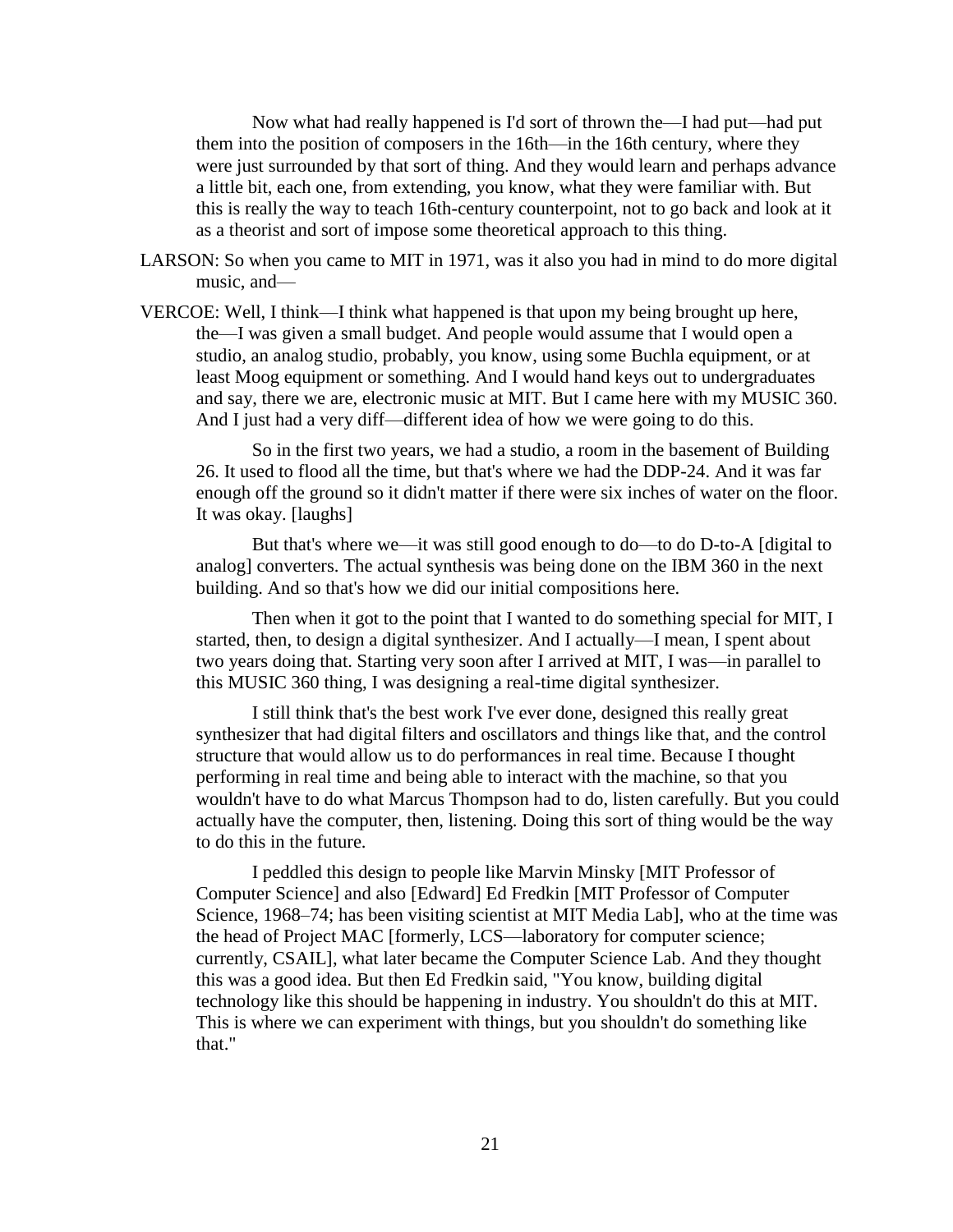Now what had really happened is I'd sort of thrown the—I had put—had put them into the position of composers in the 16th—in the 16th century, where they were just surrounded by that sort of thing. And they would learn and perhaps advance a little bit, each one, from extending, you know, what they were familiar with. But this is really the way to teach 16th-century counterpoint, not to go back and look at it as a theorist and sort of impose some theoretical approach to this thing.

LARSON: So when you came to MIT in 1971, was it also you had in mind to do more digital music, and—

VERCOE: Well, I think—I think what happened is that upon my being brought up here, the—I was given a small budget. And people would assume that I would open a studio, an analog studio, probably, you know, using some Buchla equipment, or at least Moog equipment or something. And I would hand keys out to undergraduates and say, there we are, electronic music at MIT. But I came here with my MUSIC 360. And I just had a very diff—different idea of how we were going to do this.

So in the first two years, we had a studio, a room in the basement of Building 26. It used to flood all the time, but that's where we had the DDP-24. And it was far enough off the ground so it didn't matter if there were six inches of water on the floor. It was okay. [laughs]

But that's where we—it was still good enough to do—to do D-to-A [digital to analog] converters. The actual synthesis was being done on the IBM 360 in the next building. And so that's how we did our initial compositions here.

Then when it got to the point that I wanted to do something special for MIT, I started, then, to design a digital synthesizer. And I actually—I mean, I spent about two years doing that. Starting very soon after I arrived at MIT, I was—in parallel to this MUSIC 360 thing, I was designing a real-time digital synthesizer.

I still think that's the best work I've ever done, designed this really great synthesizer that had digital filters and oscillators and things like that, and the control structure that would allow us to do performances in real time. Because I thought performing in real time and being able to interact with the machine, so that you wouldn't have to do what Marcus Thompson had to do, listen carefully. But you could actually have the computer, then, listening. Doing this sort of thing would be the way to do this in the future.

I peddled this design to people like Marvin Minsky [MIT Professor of Computer Science] and also [Edward] Ed Fredkin [MIT Professor of Computer Science, 1968–74; has been visiting scientist at MIT Media Lab], who at the time was the head of Project MAC [formerly, LCS—laboratory for computer science; currently, CSAIL], what later became the Computer Science Lab. And they thought this was a good idea. But then Ed Fredkin said, "You know, building digital technology like this should be happening in industry. You shouldn't do this at MIT. This is where we can experiment with things, but you shouldn't do something like that."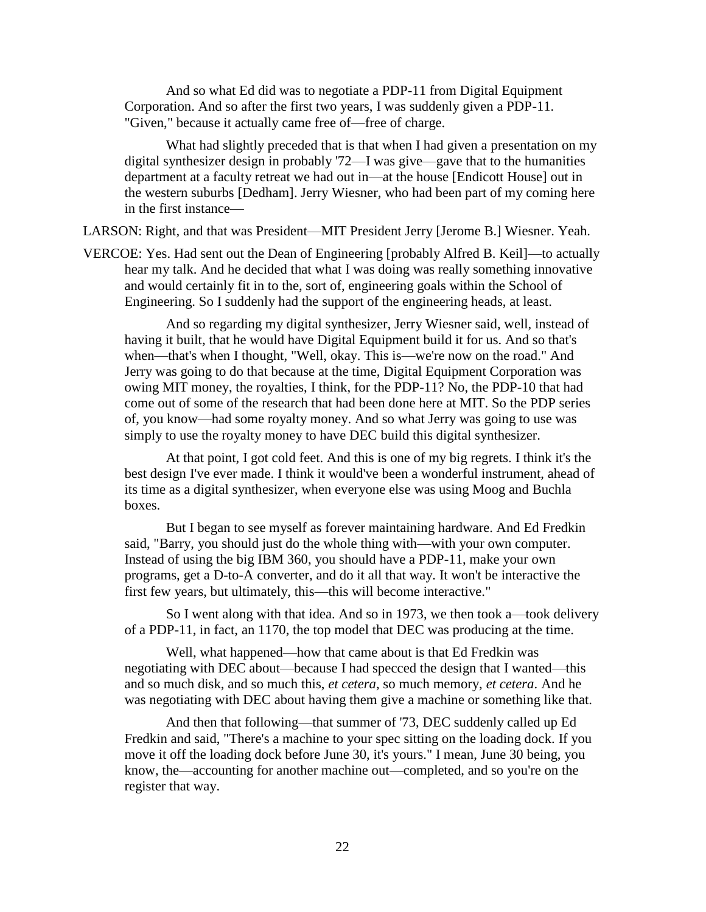And so what Ed did was to negotiate a PDP-11 from Digital Equipment Corporation. And so after the first two years, I was suddenly given a PDP-11. "Given," because it actually came free of—free of charge.

What had slightly preceded that is that when I had given a presentation on my digital synthesizer design in probably '72—I was give—gave that to the humanities department at a faculty retreat we had out in—at the house [Endicott House] out in the western suburbs [Dedham]. Jerry Wiesner, who had been part of my coming here in the first instance—

LARSON: Right, and that was President—MIT President Jerry [Jerome B.] Wiesner. Yeah.

VERCOE: Yes. Had sent out the Dean of Engineering [probably Alfred B. Keil]—to actually hear my talk. And he decided that what I was doing was really something innovative and would certainly fit in to the, sort of, engineering goals within the School of Engineering. So I suddenly had the support of the engineering heads, at least.

And so regarding my digital synthesizer, Jerry Wiesner said, well, instead of having it built, that he would have Digital Equipment build it for us. And so that's when—that's when I thought, "Well, okay. This is—we're now on the road." And Jerry was going to do that because at the time, Digital Equipment Corporation was owing MIT money, the royalties, I think, for the PDP-11? No, the PDP-10 that had come out of some of the research that had been done here at MIT. So the PDP series of, you know—had some royalty money. And so what Jerry was going to use was simply to use the royalty money to have DEC build this digital synthesizer.

At that point, I got cold feet. And this is one of my big regrets. I think it's the best design I've ever made. I think it would've been a wonderful instrument, ahead of its time as a digital synthesizer, when everyone else was using Moog and Buchla boxes.

But I began to see myself as forever maintaining hardware. And Ed Fredkin said, "Barry, you should just do the whole thing with—with your own computer. Instead of using the big IBM 360, you should have a PDP-11, make your own programs, get a D-to-A converter, and do it all that way. It won't be interactive the first few years, but ultimately, this—this will become interactive."

So I went along with that idea. And so in 1973, we then took a—took delivery of a PDP-11, in fact, an 1170, the top model that DEC was producing at the time.

Well, what happened—how that came about is that Ed Fredkin was negotiating with DEC about—because I had specced the design that I wanted—this and so much disk, and so much this, *et cetera*, so much memory, *et cetera*. And he was negotiating with DEC about having them give a machine or something like that.

And then that following—that summer of '73, DEC suddenly called up Ed Fredkin and said, "There's a machine to your spec sitting on the loading dock. If you move it off the loading dock before June 30, it's yours." I mean, June 30 being, you know, the—accounting for another machine out—completed, and so you're on the register that way.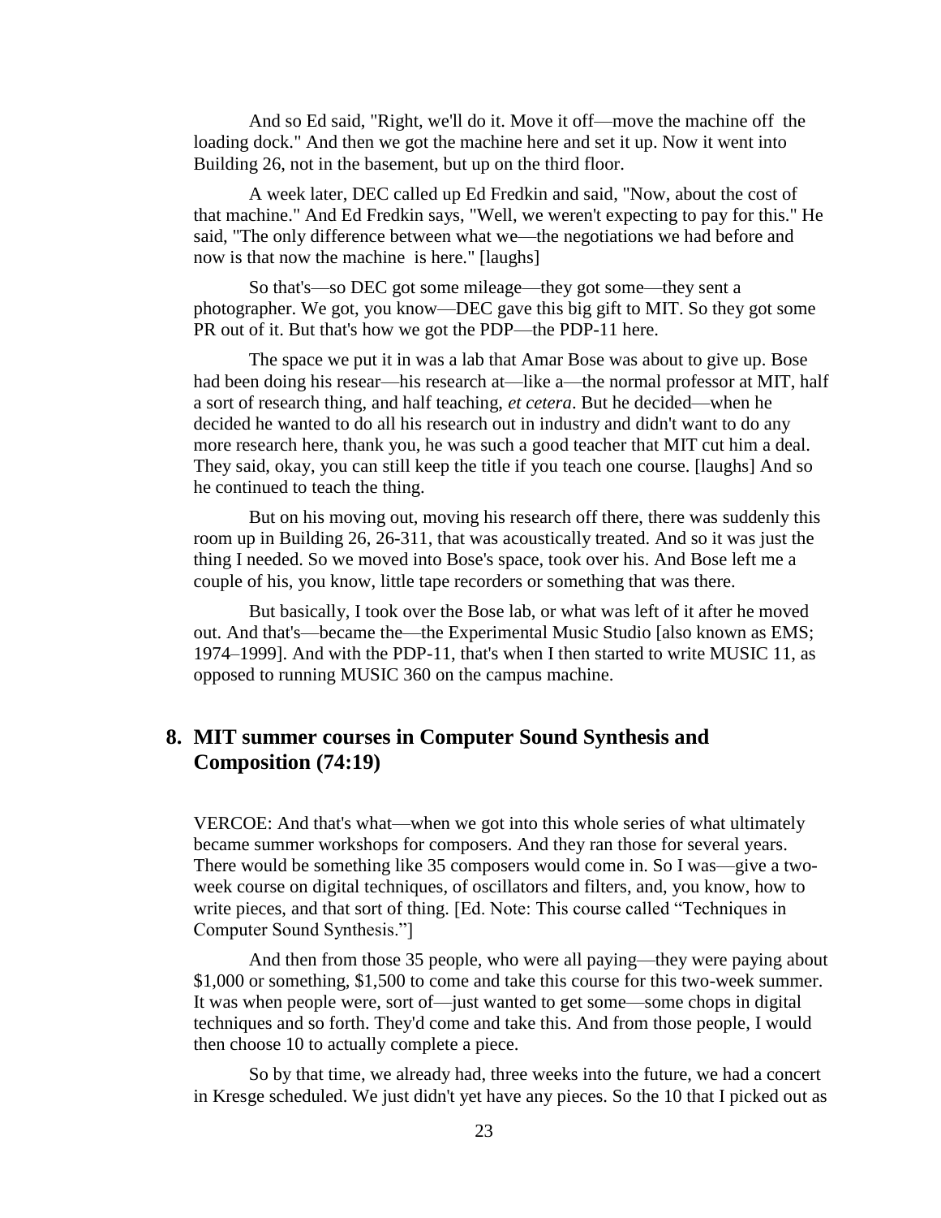And so Ed said, "Right, we'll do it. Move it off—move the machine off the loading dock." And then we got the machine here and set it up. Now it went into Building 26, not in the basement, but up on the third floor.

A week later, DEC called up Ed Fredkin and said, "Now, about the cost of that machine." And Ed Fredkin says, "Well, we weren't expecting to pay for this." He said, "The only difference between what we—the negotiations we had before and now is that now the machine is here." [laughs]

So that's—so DEC got some mileage—they got some—they sent a photographer. We got, you know—DEC gave this big gift to MIT. So they got some PR out of it. But that's how we got the PDP—the PDP-11 here.

The space we put it in was a lab that Amar Bose was about to give up. Bose had been doing his resear—his research at—like a—the normal professor at MIT, half a sort of research thing, and half teaching, *et cetera*. But he decided—when he decided he wanted to do all his research out in industry and didn't want to do any more research here, thank you, he was such a good teacher that MIT cut him a deal. They said, okay, you can still keep the title if you teach one course. [laughs] And so he continued to teach the thing.

But on his moving out, moving his research off there, there was suddenly this room up in Building 26, 26-311, that was acoustically treated. And so it was just the thing I needed. So we moved into Bose's space, took over his. And Bose left me a couple of his, you know, little tape recorders or something that was there.

But basically, I took over the Bose lab, or what was left of it after he moved out. And that's—became the—the Experimental Music Studio [also known as EMS; 1974–1999]. And with the PDP-11, that's when I then started to write MUSIC 11, as opposed to running MUSIC 360 on the campus machine.

## 8. MIT summer courses in Computer Sound Synthesis and Composition (74:19)

VERCOE: And that's what—when we got into this whole series of what ultimately became summer workshops for composers. And they ran those for several years. There would be something like 35 composers would come in. So I was—give a two-week course on digital techniques, of oscillators and filters, and, you know, how to write pieces, and that sort of thing. [Ed. Note: This course called "Techniques in Computer Sound Synthesis."]

And then from those 35 people, who were all paying—they were paying about $1,000 or something, $1,500 to come and take this course for this two-week summer. It was when people were, sort of—just wanted to get some—some chops in digital techniques and so forth. They'd come and take this. And from those people, I would then choose 10 to actually complete a piece.

So by that time, we already had, three weeks into the future, we had a concert in Kresge scheduled. We just didn't yet have any pieces. So the 10 that I picked out as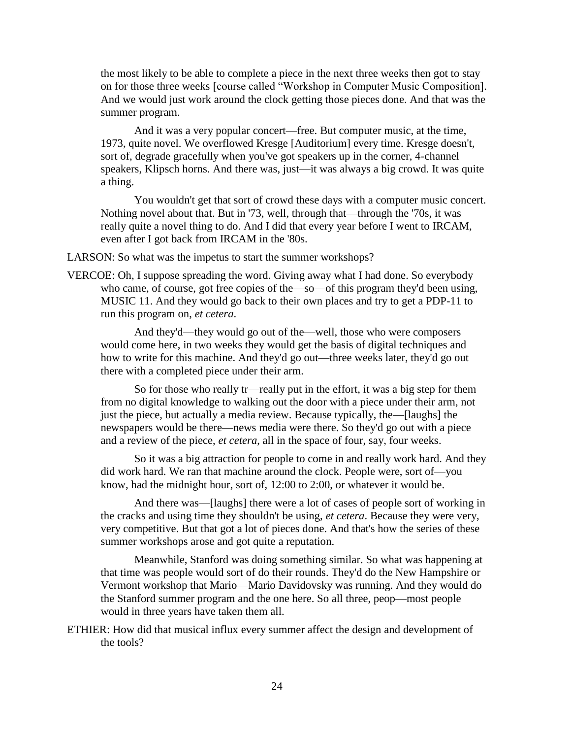the most likely to be able to complete a piece in the next three weeks then got to stay on for those three weeks [course called "Workshop in Computer Music Composition]. And we would just work around the clock getting those pieces done. And that was the summer program.

And it was a very popular concert—free. But computer music, at the time, 1973, quite novel. We overflowed Kresge [Auditorium] every time. Kresge doesn't, sort of, degrade gracefully when you've got speakers up in the corner, 4-channel speakers, Klipsch horns. And there was, just—it was always a big crowd. It was quite a thing.

You wouldn't get that sort of crowd these days with a computer music concert. Nothing novel about that. But in '73, well, through that—through the '70s, it was really quite a novel thing to do. And I did that every year before I went to IRCAM, even after I got back from IRCAM in the '80s.

LARSON: So what was the impetus to start the summer workshops?

VERCOE: Oh, I suppose spreading the word. Giving away what I had done. So everybody who came, of course, got free copies of the—so—of this program they'd been using, MUSIC 11. And they would go back to their own places and try to get a PDP-11 to run this program on, *et cetera*.

And they'd—they would go out of the—well, those who were composers would come here, in two weeks they would get the basis of digital techniques and how to write for this machine. And they'd go out—three weeks later, they'd go out there with a completed piece under their arm.

So for those who really tr—really put in the effort, it was a big step for them from no digital knowledge to walking out the door with a piece under their arm, not just the piece, but actually a media review. Because typically, the—[laughs] the newspapers would be there—news media were there. So they'd go out with a piece and a review of the piece, *et cetera*, all in the space of four, say, four weeks.

So it was a big attraction for people to come in and really work hard. And they did work hard. We ran that machine around the clock. People were, sort of—you know, had the midnight hour, sort of, 12:00 to 2:00, or whatever it would be.

And there was—[laughs] there were a lot of cases of people sort of working in the cracks and using time they shouldn't be using, *et cetera*. Because they were very, very competitive. But that got a lot of pieces done. And that's how the series of these summer workshops arose and got quite a reputation.

Meanwhile, Stanford was doing something similar. So what was happening at that time was people would sort of do their rounds. They'd do the New Hampshire or Vermont workshop that Mario—Mario Davidovsky was running. And they would do the Stanford summer program and the one here. So all three, peop—most people would in three years have taken them all.

ETHIER: How did that musical influx every summer affect the design and development of the tools?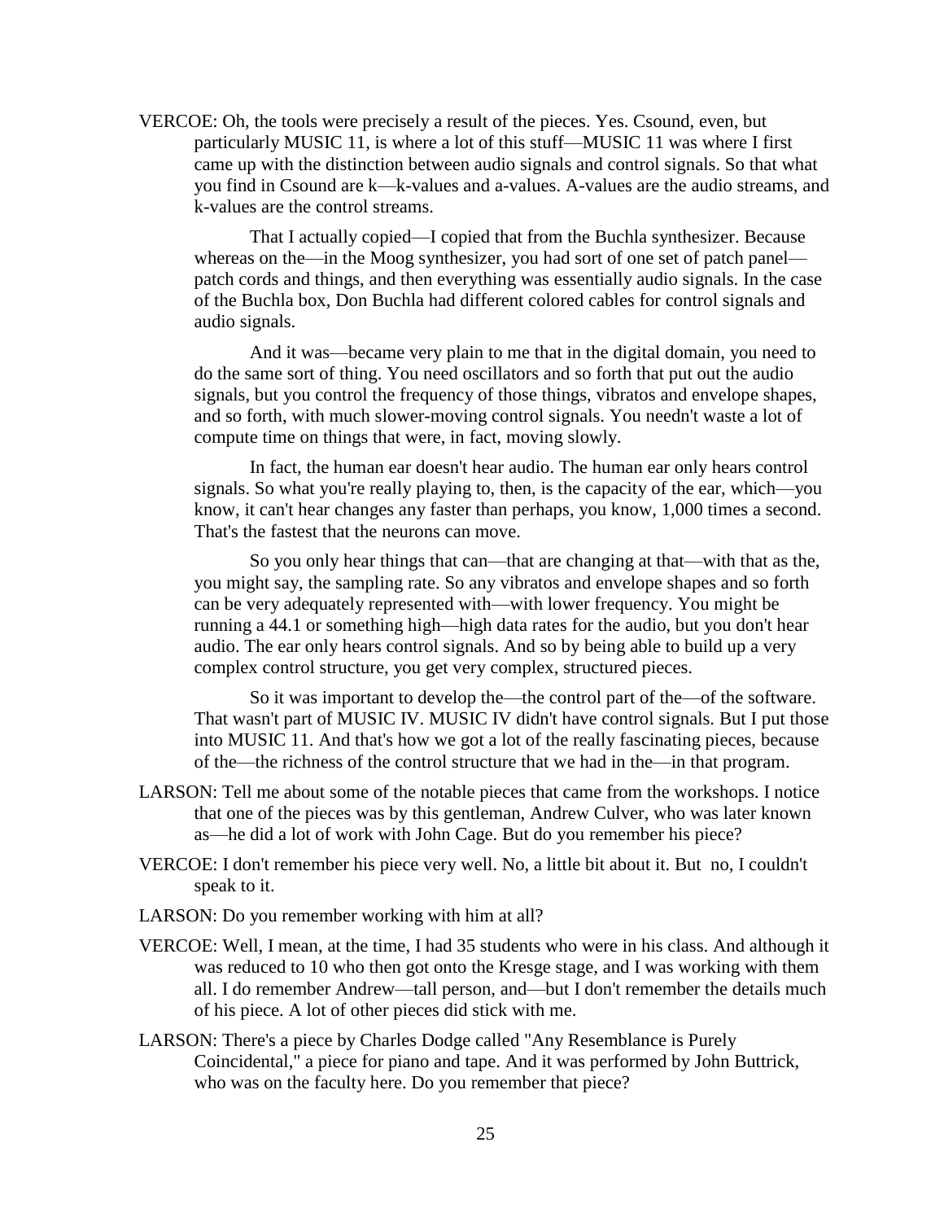VERCOE: Oh, the tools were precisely a result of the pieces. Yes. Csound, even, but particularly MUSIC 11, is where a lot of this stuff—MUSIC 11 was where I first came up with the distinction between audio signals and control signals. So that what you find in Csound are k—k-values and a-values. A-values are the audio streams, and k-values are the control streams.

That I actually copied—I copied that from the Buchla synthesizer. Because whereas on the—in the Moog synthesizer, you had sort of one set of patch panel—patch cords and things, and then everything was essentially audio signals. In the case of the Buchla box, Don Buchla had different colored cables for control signals and audio signals.

And it was—became very plain to me that in the digital domain, you need to do the same sort of thing. You need oscillators and so forth that put out the audio signals, but you control the frequency of those things, vibratos and envelope shapes, and so forth, with much slower-moving control signals. You needn't waste a lot of compute time on things that were, in fact, moving slowly.

In fact, the human ear doesn't hear audio. The human ear only hears control signals. So what you're really playing to, then, is the capacity of the ear, which—you know, it can't hear changes any faster than perhaps, you know, 1,000 times a second. That's the fastest that the neurons can move.

So you only hear things that can—that are changing at that—with that as the, you might say, the sampling rate. So any vibratos and envelope shapes and so forth can be very adequately represented with—with lower frequency. You might be running a 44.1 or something high—high data rates for the audio, but you don't hear audio. The ear only hears control signals. And so by being able to build up a very complex control structure, you get very complex, structured pieces.

So it was important to develop the—the control part of the—of the software. That wasn't part of MUSIC IV. MUSIC IV didn't have control signals. But I put those into MUSIC 11. And that's how we got a lot of the really fascinating pieces, because of the—the richness of the control structure that we had in the—in that program.

LARSON: Tell me about some of the notable pieces that came from the workshops. I notice that one of the pieces was by this gentleman, Andrew Culver, who was later known as—he did a lot of work with John Cage. But do you remember his piece?

VERCOE: I don't remember his piece very well. No, a little bit about it. But no, I couldn't speak to it.

LARSON: Do you remember working with him at all?

VERCOE: Well, I mean, at the time, I had 35 students who were in his class. And although it was reduced to 10 who then got onto the Kresge stage, and I was working with them all. I do remember Andrew—tall person, and—but I don't remember the details much of his piece. A lot of other pieces did stick with me.

LARSON: There's a piece by Charles Dodge called "Any Resemblance is Purely Coincidental," a piece for piano and tape. And it was performed by John Buttrick, who was on the faculty here. Do you remember that piece?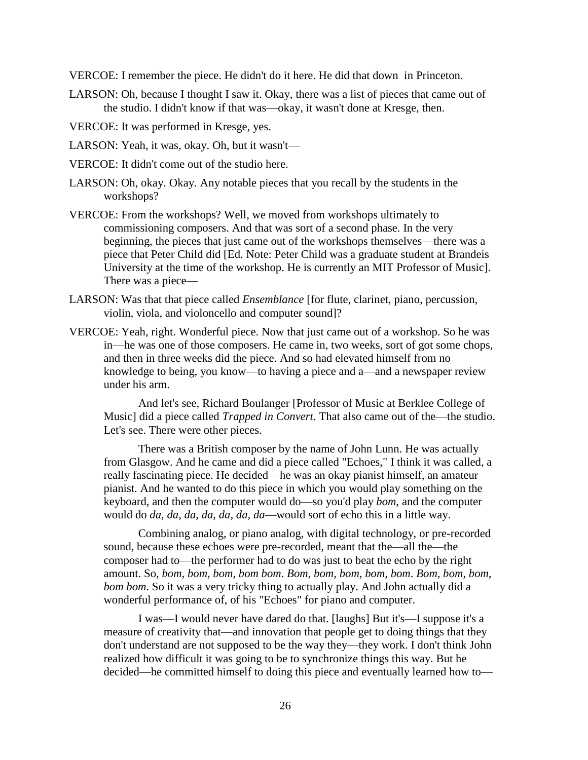VERCOE: I remember the piece. He didn't do it here. He did that down in Princeton.

LARSON: Oh, because I thought I saw it. Okay, there was a list of pieces that came out of the studio. I didn't know if that was—okay, it wasn't done at Kresge, then.

VERCOE: It was performed in Kresge, yes.

LARSON: Yeah, it was, okay. Oh, but it wasn't—

VERCOE: It didn't come out of the studio here.

LARSON: Oh, okay. Okay. Any notable pieces that you recall by the students in the workshops?

VERCOE: From the workshops? Well, we moved from workshops ultimately to commissioning composers. And that was sort of a second phase. In the very beginning, the pieces that just came out of the workshops themselves—there was a piece that Peter Child did [Ed. Note: Peter Child was a graduate student at Brandeis University at the time of the workshop. He is currently an MIT Professor of Music]. There was a piece—

LARSON: Was that that piece called *Ensemblance* [for flute, clarinet, piano, percussion, violin, viola, and violoncello and computer sound]?

VERCOE: Yeah, right. Wonderful piece. Now that just came out of a workshop. So he was in—he was one of those composers. He came in, two weeks, sort of got some chops, and then in three weeks did the piece. And so had elevated himself from no knowledge to being, you know—to having a piece and a—and a newspaper review under his arm.

And let's see, Richard Boulanger [Professor of Music at Berklee College of Music] did a piece called *Trapped in Convert*. That also came out of the—the studio. Let's see. There were other pieces.

There was a British composer by the name of John Lunn. He was actually from Glasgow. And he came and did a piece called "Echoes," I think it was called, a really fascinating piece. He decided—he was an okay pianist himself, an amateur pianist. And he wanted to do this piece in which you would play something on the keyboard, and then the computer would do—so you'd play *bom*, and the computer would do *da, da, da, da, da, da, da*—would sort of echo this in a little way.

Combining analog, or piano analog, with digital technology, or pre-recorded sound, because these echoes were pre-recorded, meant that the—all the—the composer had to—the performer had to do was just to beat the echo by the right amount. So, *bom, bom, bom, bom bom*. *Bom, bom, bom, bom, bom*. *Bom, bom, bom, bom bom*. So it was a very tricky thing to actually play. And John actually did a wonderful performance of, of his "Echoes" for piano and computer.

I was—I would never have dared do that. [laughs] But it's—I suppose it's a measure of creativity that—and innovation that people get to doing things that they don't understand are not supposed to be the way they—they work. I don't think John realized how difficult it was going to be to synchronize things this way. But he decided—he committed himself to doing this piece and eventually learned how to—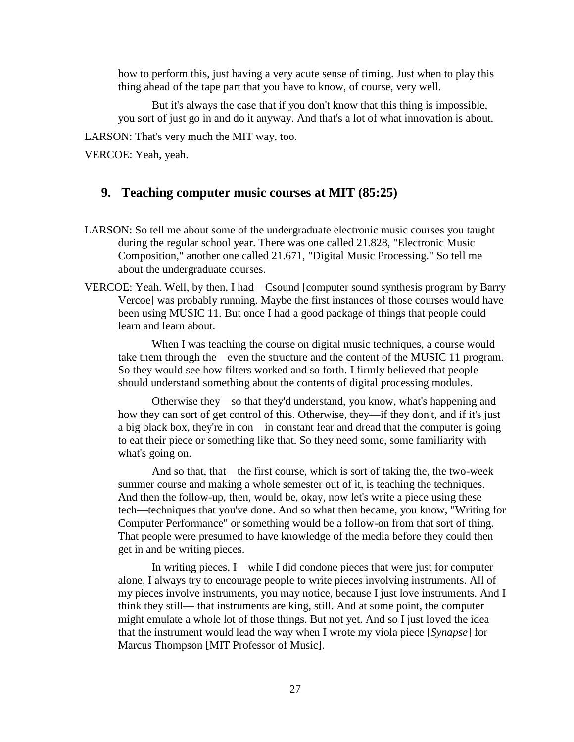how to perform this, just having a very acute sense of timing. Just when to play this thing ahead of the tape part that you have to know, of course, very well.

But it's always the case that if you don't know that this thing is impossible, you sort of just go in and do it anyway. And that's a lot of what innovation is about.

LARSON: That's very much the MIT way, too.

VERCOE: Yeah, yeah.

## 9. Teaching computer music courses at MIT (85:25)

LARSON: So tell me about some of the undergraduate electronic music courses you taught during the regular school year. There was one called 21.828, "Electronic Music Composition," another one called 21.671, "Digital Music Processing." So tell me about the undergraduate courses.

VERCOE: Yeah. Well, by then, I had—Csound [computer sound synthesis program by Barry Vercoe] was probably running. Maybe the first instances of those courses would have been using MUSIC 11. But once I had a good package of things that people could learn and learn about.

When I was teaching the course on digital music techniques, a course would take them through the—even the structure and the content of the MUSIC 11 program. So they would see how filters worked and so forth. I firmly believed that people should understand something about the contents of digital processing modules.

Otherwise they—so that they'd understand, you know, what's happening and how they can sort of get control of this. Otherwise, they—if they don't, and if it's just a big black box, they're in con—in constant fear and dread that the computer is going to eat their piece or something like that. So they need some, some familiarity with what's going on.

And so that, that—the first course, which is sort of taking the, the two-week summer course and making a whole semester out of it, is teaching the techniques. And then the follow-up, then, would be, okay, now let's write a piece using these tech—techniques that you've done. And so what then became, you know, "Writing for Computer Performance" or something would be a follow-on from that sort of thing. That people were presumed to have knowledge of the media before they could then get in and be writing pieces.

In writing pieces, I—while I did condone pieces that were just for computer alone, I always try to encourage people to write pieces involving instruments. All of my pieces involve instruments, you may notice, because I just love instruments. And I think they still— that instruments are king, still. And at some point, the computer might emulate a whole lot of those things. But not yet. And so I just loved the idea that the instrument would lead the way when I wrote my viola piece [*Synapse*] for Marcus Thompson [MIT Professor of Music].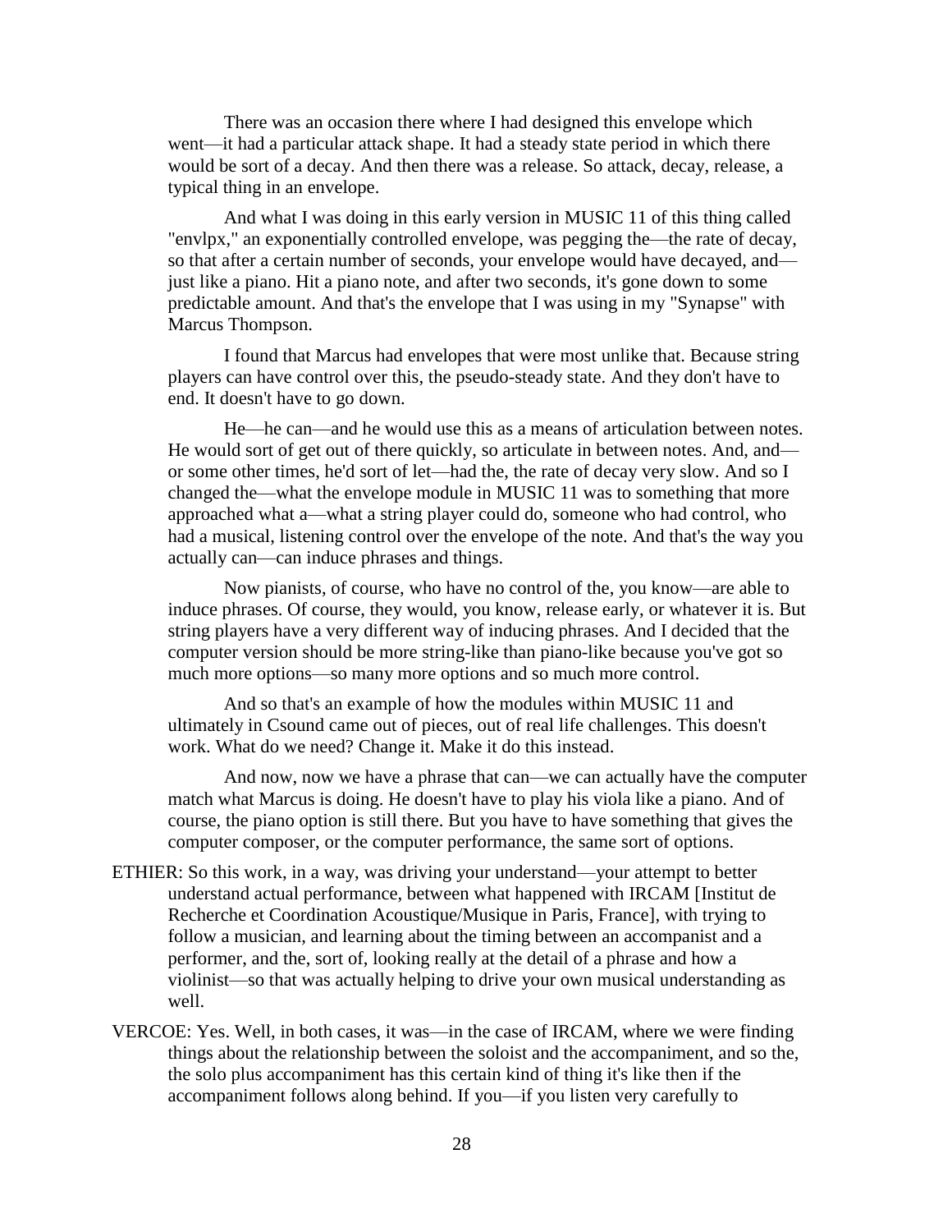There was an occasion there where I had designed this envelope which went—it had a particular attack shape. It had a steady state period in which there would be sort of a decay. And then there was a release. So attack, decay, release, a typical thing in an envelope.

And what I was doing in this early version in MUSIC 11 of this thing called "envlpx," an exponentially controlled envelope, was pegging the—the rate of decay, so that after a certain number of seconds, your envelope would have decayed, and—just like a piano. Hit a piano note, and after two seconds, it's gone down to some predictable amount. And that's the envelope that I was using in my "Synapse" with Marcus Thompson.

I found that Marcus had envelopes that were most unlike that. Because string players can have control over this, the pseudo-steady state. And they don't have to end. It doesn't have to go down.

He—he can—and he would use this as a means of articulation between notes. He would sort of get out of there quickly, so articulate in between notes. And, and—or some other times, he'd sort of let—had the, the rate of decay very slow. And so I changed the—what the envelope module in MUSIC 11 was to something that more approached what a—what a string player could do, someone who had control, who had a musical, listening control over the envelope of the note. And that's the way you actually can—can induce phrases and things.

Now pianists, of course, who have no control of the, you know—are able to induce phrases. Of course, they would, you know, release early, or whatever it is. But string players have a very different way of inducing phrases. And I decided that the computer version should be more string-like than piano-like because you've got so much more options—so many more options and so much more control.

And so that's an example of how the modules within MUSIC 11 and ultimately in Csound came out of pieces, out of real life challenges. This doesn't work. What do we need? Change it. Make it do this instead.

And now, now we have a phrase that can—we can actually have the computer match what Marcus is doing. He doesn't have to play his viola like a piano. And of course, the piano option is still there. But you have to have something that gives the computer composer, or the computer performance, the same sort of options.

ETHIER: So this work, in a way, was driving your understand—your attempt to better understand actual performance, between what happened with IRCAM [Institut de Recherche et Coordination Acoustique/Musique in Paris, France], with trying to follow a musician, and learning about the timing between an accompanist and a performer, and the, sort of, looking really at the detail of a phrase and how a violinist—so that was actually helping to drive your own musical understanding as well.

VERCOE: Yes. Well, in both cases, it was—in the case of IRCAM, where we were finding things about the relationship between the soloist and the accompaniment, and so the, the solo plus accompaniment has this certain kind of thing it's like then if the accompaniment follows along behind. If you—if you listen very carefully to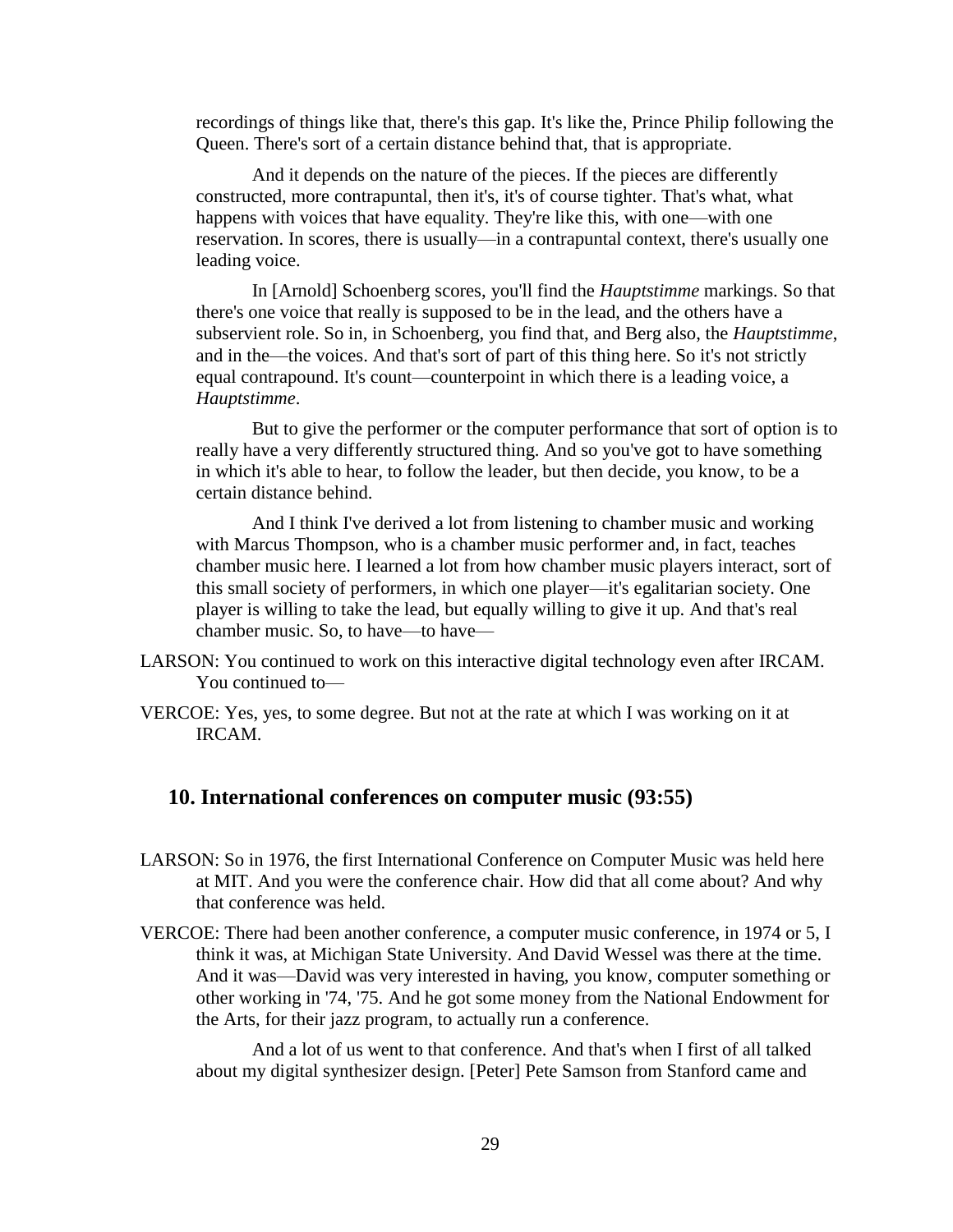recordings of things like that, there's this gap. It's like the, Prince Philip following the Queen. There's sort of a certain distance behind that, that is appropriate.

And it depends on the nature of the pieces. If the pieces are differently constructed, more contrapuntal, then it's, it's of course tighter. That's what, what happens with voices that have equality. They're like this, with one—with one reservation. In scores, there is usually—in a contrapuntal context, there's usually one leading voice.

In [Arnold] Schoenberg scores, you'll find the *Hauptstimme* markings. So that there's one voice that really is supposed to be in the lead, and the others have a subservient role. So in, in Schoenberg, you find that, and Berg also, the *Hauptstimme*, and in the—the voices. And that's sort of part of this thing here. So it's not strictly equal contrapound. It's count—counterpoint in which there is a leading voice, a *Hauptstimme*.

But to give the performer or the computer performance that sort of option is to really have a very differently structured thing. And so you've got to have something in which it's able to hear, to follow the leader, but then decide, you know, to be a certain distance behind.

And I think I've derived a lot from listening to chamber music and working with Marcus Thompson, who is a chamber music performer and, in fact, teaches chamber music here. I learned a lot from how chamber music players interact, sort of this small society of performers, in which one player—it's egalitarian society. One player is willing to take the lead, but equally willing to give it up. And that's real chamber music. So, to have—to have—

LARSON: You continued to work on this interactive digital technology even after IRCAM. You continued to—

VERCOE: Yes, yes, to some degree. But not at the rate at which I was working on it at IRCAM.

## 10. International conferences on computer music (93:55)

LARSON: So in 1976, the first International Conference on Computer Music was held here at MIT. And you were the conference chair. How did that all come about? And why that conference was held.

VERCOE: There had been another conference, a computer music conference, in 1974 or 5, I think it was, at Michigan State University. And David Wessel was there at the time. And it was—David was very interested in having, you know, computer something or other working in '74, '75. And he got some money from the National Endowment for the Arts, for their jazz program, to actually run a conference.

And a lot of us went to that conference. And that's when I first of all talked about my digital synthesizer design. [Peter] Pete Samson from Stanford came and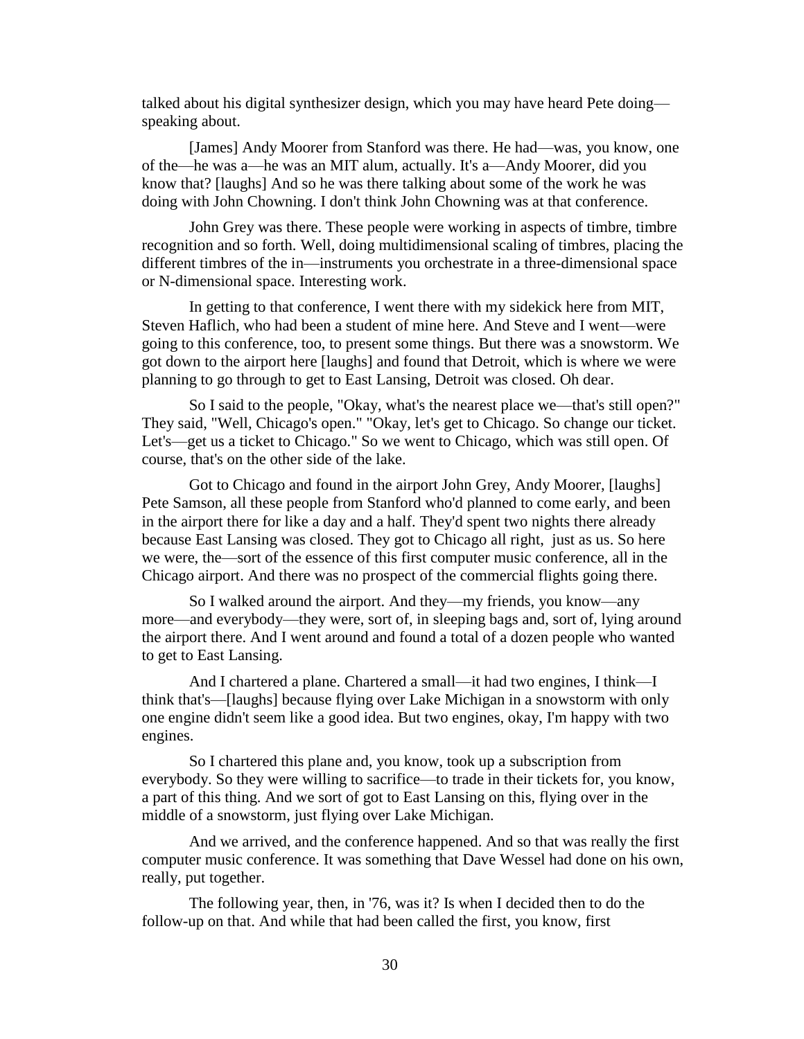talked about his digital synthesizer design, which you may have heard Pete doing—speaking about.

[James] Andy Moorer from Stanford was there. He had—was, you know, one of the—he was a—he was an MIT alum, actually. It's a—Andy Moorer, did you know that? [laughs] And so he was there talking about some of the work he was doing with John Chowning. I don't think John Chowning was at that conference.

John Grey was there. These people were working in aspects of timbre, timbre recognition and so forth. Well, doing multidimensional scaling of timbres, placing the different timbres of the in—instruments you orchestrate in a three-dimensional space or N-dimensional space. Interesting work.

In getting to that conference, I went there with my sidekick here from MIT, Steven Haflich, who had been a student of mine here. And Steve and I went—were going to this conference, too, to present some things. But there was a snowstorm. We got down to the airport here [laughs] and found that Detroit, which is where we were planning to go through to get to East Lansing, Detroit was closed. Oh dear.

So I said to the people, "Okay, what's the nearest place we—that's still open?" They said, "Well, Chicago's open." "Okay, let's get to Chicago. So change our ticket. Let's—get us a ticket to Chicago." So we went to Chicago, which was still open. Of course, that's on the other side of the lake.

Got to Chicago and found in the airport John Grey, Andy Moorer, [laughs] Pete Samson, all these people from Stanford who'd planned to come early, and been in the airport there for like a day and a half. They'd spent two nights there already because East Lansing was closed. They got to Chicago all right, just as us. So here we were, the—sort of the essence of this first computer music conference, all in the Chicago airport. And there was no prospect of the commercial flights going there.

So I walked around the airport. And they—my friends, you know—any more—and everybody—they were, sort of, in sleeping bags and, sort of, lying around the airport there. And I went around and found a total of a dozen people who wanted to get to East Lansing.

And I chartered a plane. Chartered a small—it had two engines, I think—I think that's—[laughs] because flying over Lake Michigan in a snowstorm with only one engine didn't seem like a good idea. But two engines, okay, I'm happy with two engines.

So I chartered this plane and, you know, took up a subscription from everybody. So they were willing to sacrifice—to trade in their tickets for, you know, a part of this thing. And we sort of got to East Lansing on this, flying over in the middle of a snowstorm, just flying over Lake Michigan.

And we arrived, and the conference happened. And so that was really the first computer music conference. It was something that Dave Wessel had done on his own, really, put together.

The following year, then, in '76, was it? Is when I decided then to do the follow-up on that. And while that had been called the first, you know, first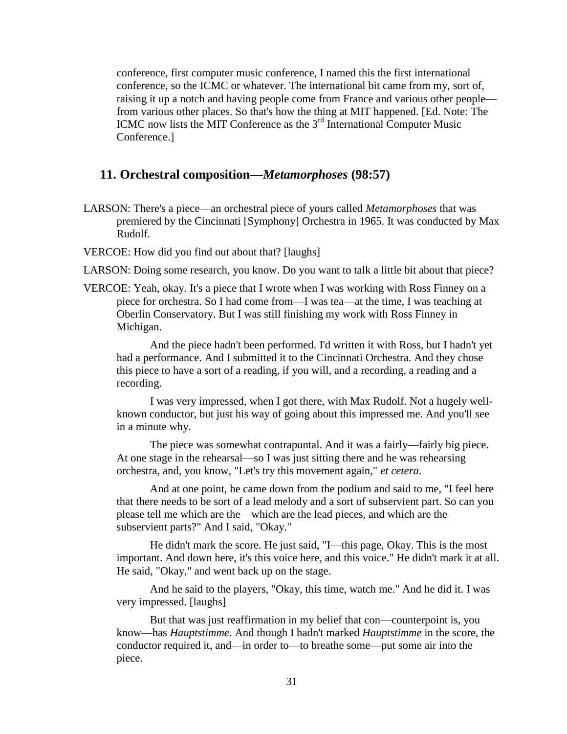conference, first computer music conference, I named this the first international conference, so the ICMC or whatever. The international bit came from my, sort of, raising it up a notch and having people come from France and various other people—from various other places. So that's how the thing at MIT happened. [Ed. Note: The ICMC now lists the MIT Conference as the 3rd International Computer Music Conference.]

## 11. Orchestral composition—*Metamorphoses* (98:57)

LARSON: There's a piece—an orchestral piece of yours called *Metamorphoses* that was premiered by the Cincinnati [Symphony] Orchestra in 1965. It was conducted by Max Rudolf.

VERCOE: How did you find out about that? [laughs]

LARSON: Doing some research, you know. Do you want to talk a little bit about that piece?

VERCOE: Yeah, okay. It's a piece that I wrote when I was working with Ross Finney on a piece for orchestra. So I had come from—I was tea—at the time, I was teaching at Oberlin Conservatory. But I was still finishing my work with Ross Finney in Michigan.

And the piece hadn't been performed. I'd written it with Ross, but I hadn't yet had a performance. And I submitted it to the Cincinnati Orchestra. And they chose this piece to have a sort of a reading, if you will, and a recording, a reading and a recording.

I was very impressed, when I got there, with Max Rudolf. Not a hugely well-known conductor, but just his way of going about this impressed me. And you'll see in a minute why.

The piece was somewhat contrapuntal. And it was a fairly—fairly big piece. At one stage in the rehearsal—so I was just sitting there and he was rehearsing orchestra, and, you know, "Let's try this movement again," *et cetera*.

And at one point, he came down from the podium and said to me, "I feel here that there needs to be sort of a lead melody and a sort of subservient part. So can you please tell me which are the—which are the lead pieces, and which are the subservient parts?" And I said, "Okay."

He didn't mark the score. He just said, "I—this page, Okay. This is the most important. And down here, it's this voice here, and this voice." He didn't mark it at all. He said, "Okay," and went back up on the stage.

And he said to the players, "Okay, this time, watch me." And he did it. I was very impressed. [laughs]

But that was just reaffirmation in my belief that con—counterpoint is, you know—has *Hauptstimme*. And though I hadn't marked *Hauptstimme* in the score, the conductor required it, and—in order to—to breathe some—put some air into the piece.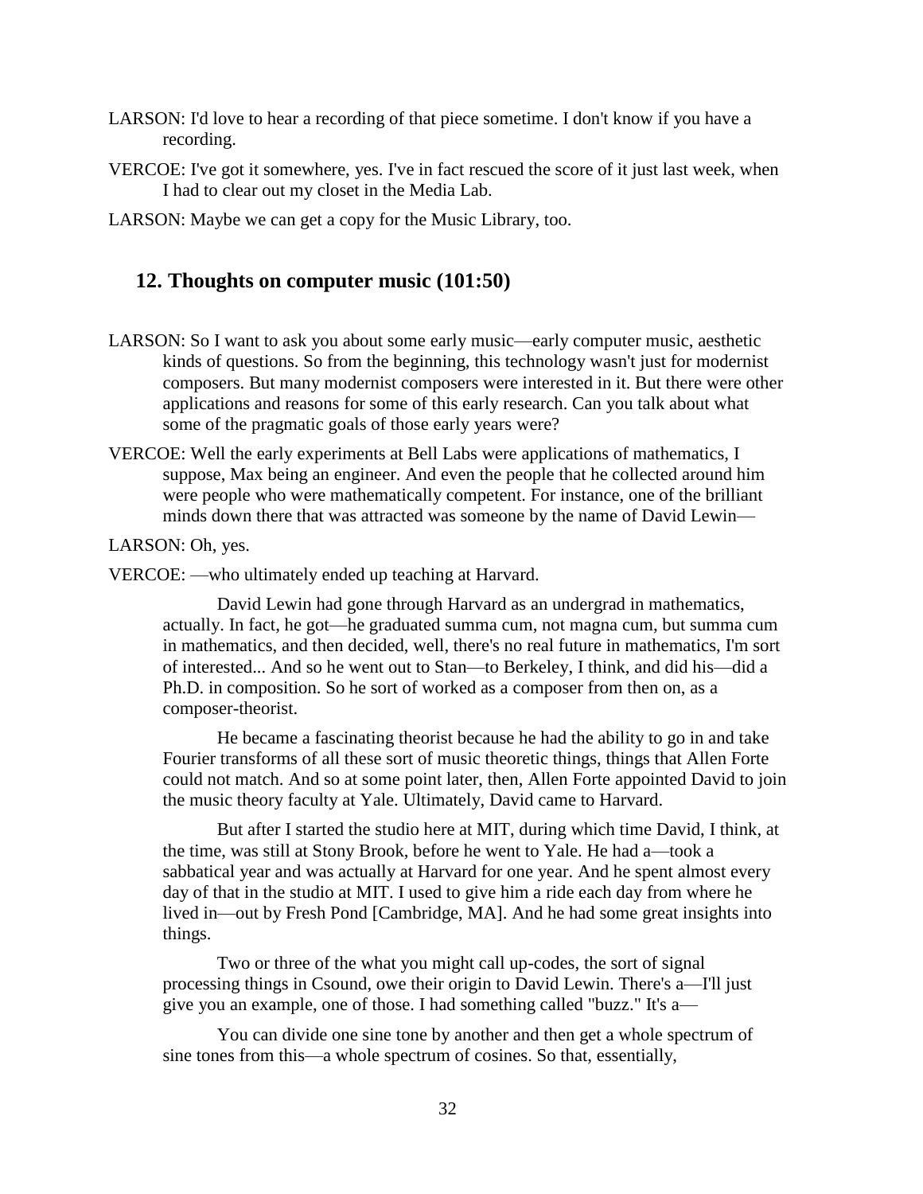LARSON: I'd love to hear a recording of that piece sometime. I don't know if you have a recording.

VERCOE: I've got it somewhere, yes. I've in fact rescued the score of it just last week, when I had to clear out my closet in the Media Lab.

LARSON: Maybe we can get a copy for the Music Library, too.

## 12. Thoughts on computer music (101:50)

LARSON: So I want to ask you about some early music—early computer music, aesthetic kinds of questions. So from the beginning, this technology wasn't just for modernist composers. But many modernist composers were interested in it. But there were other applications and reasons for some of this early research. Can you talk about what some of the pragmatic goals of those early years were?

VERCOE: Well the early experiments at Bell Labs were applications of mathematics, I suppose, Max being an engineer. And even the people that he collected around him were people who were mathematically competent. For instance, one of the brilliant minds down there that was attracted was someone by the name of David Lewin—

LARSON: Oh, yes.

VERCOE: —who ultimately ended up teaching at Harvard.

David Lewin had gone through Harvard as an undergrad in mathematics, actually. In fact, he got—he graduated summa cum, not magna cum, but summa cum in mathematics, and then decided, well, there's no real future in mathematics, I'm sort of interested... And so he went out to Stan—to Berkeley, I think, and did his—did a Ph.D. in composition. So he sort of worked as a composer from then on, as a composer-theorist.

He became a fascinating theorist because he had the ability to go in and take Fourier transforms of all these sort of music theoretic things, things that Allen Forte could not match. And so at some point later, then, Allen Forte appointed David to join the music theory faculty at Yale. Ultimately, David came to Harvard.

But after I started the studio here at MIT, during which time David, I think, at the time, was still at Stony Brook, before he went to Yale. He had a—took a sabbatical year and was actually at Harvard for one year. And he spent almost every day of that in the studio at MIT. I used to give him a ride each day from where he lived in—out by Fresh Pond [Cambridge, MA]. And he had some great insights into things.

Two or three of the what you might call up-codes, the sort of signal processing things in Csound, owe their origin to David Lewin. There's a—I'll just give you an example, one of those. I had something called "buzz." It's a—

You can divide one sine tone by another and then get a whole spectrum of sine tones from this—a whole spectrum of cosines. So that, essentially,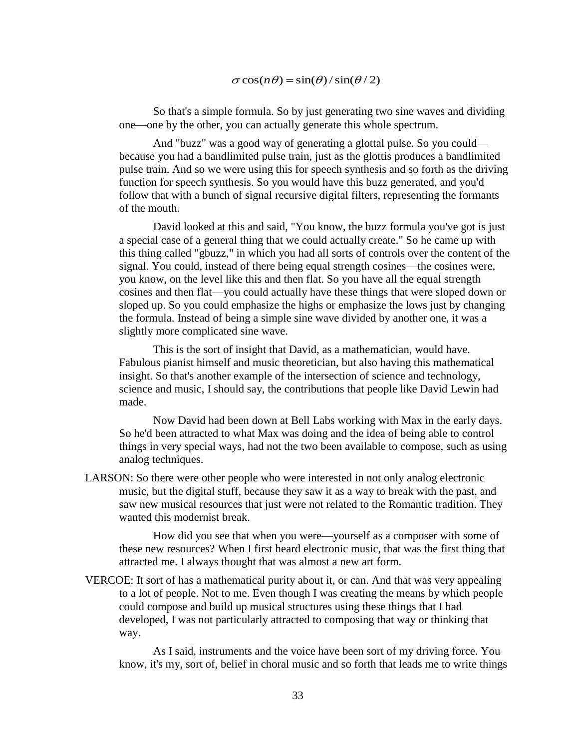$$\sigma\cos(n\theta) = \sin(\theta)/\sin(\theta/2)$$

So that's a simple formula. So by just generating two sine waves and dividing one—one by the other, you can actually generate this whole spectrum.

And "buzz" was a good way of generating a glottal pulse. So you could—because you had a bandlimited pulse train, just as the glottis produces a bandlimited pulse train. And so we were using this for speech synthesis and so forth as the driving function for speech synthesis. So you would have this buzz generated, and you'd follow that with a bunch of signal recursive digital filters, representing the formants of the mouth.

David looked at this and said, "You know, the buzz formula you've got is just a special case of a general thing that we could actually create." So he came up with this thing called "gbuzz," in which you had all sorts of controls over the content of the signal. You could, instead of there being equal strength cosines—the cosines were, you know, on the level like this and then flat. So you have all the equal strength cosines and then flat—you could actually have these things that were sloped down or sloped up. So you could emphasize the highs or emphasize the lows just by changing the formula. Instead of being a simple sine wave divided by another one, it was a slightly more complicated sine wave.

This is the sort of insight that David, as a mathematician, would have. Fabulous pianist himself and music theoretician, but also having this mathematical insight. So that's another example of the intersection of science and technology, science and music, I should say, the contributions that people like David Lewin had made.

Now David had been down at Bell Labs working with Max in the early days. So he'd been attracted to what Max was doing and the idea of being able to control things in very special ways, had not the two been available to compose, such as using analog techniques.

LARSON: So there were other people who were interested in not only analog electronic music, but the digital stuff, because they saw it as a way to break with the past, and saw new musical resources that just were not related to the Romantic tradition. They wanted this modernist break.

How did you see that when you were—yourself as a composer with some of these new resources? When I first heard electronic music, that was the first thing that attracted me. I always thought that was almost a new art form.

VERCOE: It sort of has a mathematical purity about it, or can. And that was very appealing to a lot of people. Not to me. Even though I was creating the means by which people could compose and build up musical structures using these things that I had developed, I was not particularly attracted to composing that way or thinking that way.

As I said, instruments and the voice have been sort of my driving force. You know, it's my, sort of, belief in choral music and so forth that leads me to write things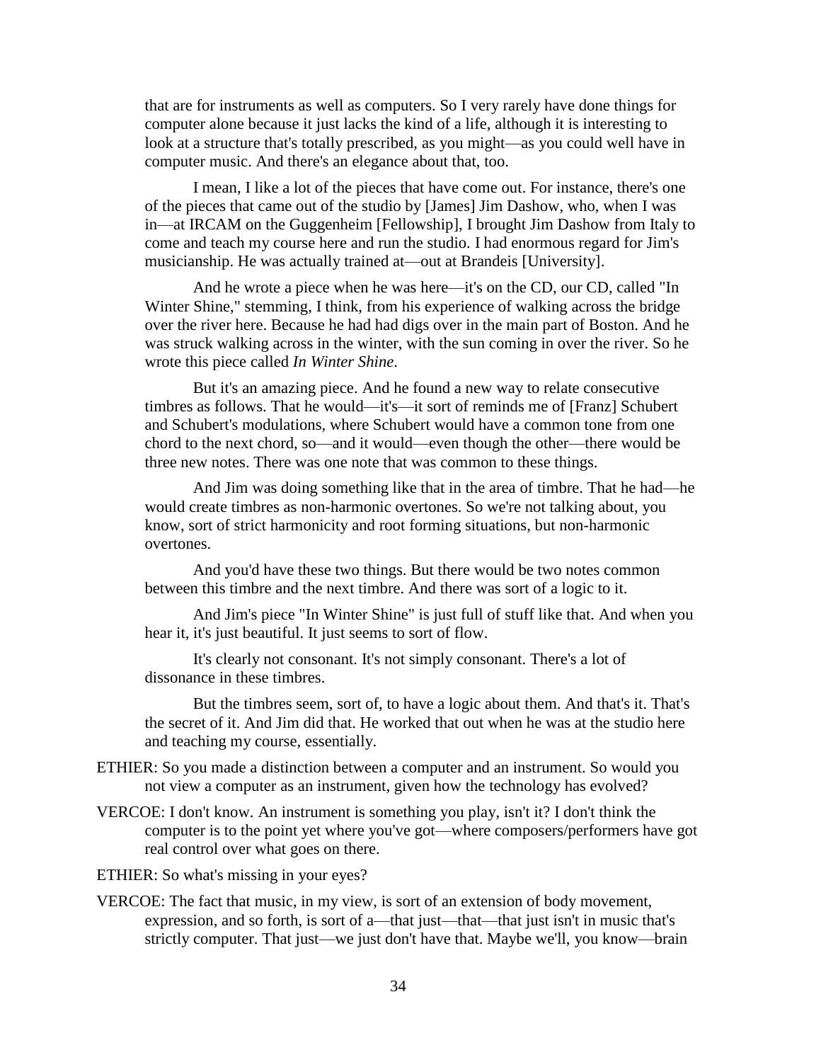that are for instruments as well as computers. So I very rarely have done things for computer alone because it just lacks the kind of a life, although it is interesting to look at a structure that's totally prescribed, as you might—as you could well have in computer music. And there's an elegance about that, too.

I mean, I like a lot of the pieces that have come out. For instance, there's one of the pieces that came out of the studio by [James] Jim Dashow, who, when I was in—at IRCAM on the Guggenheim [Fellowship], I brought Jim Dashow from Italy to come and teach my course here and run the studio. I had enormous regard for Jim's musicianship. He was actually trained at—out at Brandeis [University].

And he wrote a piece when he was here—it's on the CD, our CD, called "In Winter Shine," stemming, I think, from his experience of walking across the bridge over the river here. Because he had had digs over in the main part of Boston. And he was struck walking across in the winter, with the sun coming in over the river. So he wrote this piece called *In Winter Shine*.

But it's an amazing piece. And he found a new way to relate consecutive timbres as follows. That he would—it's—it sort of reminds me of [Franz] Schubert and Schubert's modulations, where Schubert would have a common tone from one chord to the next chord, so—and it would—even though the other—there would be three new notes. There was one note that was common to these things.

And Jim was doing something like that in the area of timbre. That he had—he would create timbres as non-harmonic overtones. So we're not talking about, you know, sort of strict harmonicity and root forming situations, but non-harmonic overtones.

And you'd have these two things. But there would be two notes common between this timbre and the next timbre. And there was sort of a logic to it.

And Jim's piece "In Winter Shine" is just full of stuff like that. And when you hear it, it's just beautiful. It just seems to sort of flow.

It's clearly not consonant. It's not simply consonant. There's a lot of dissonance in these timbres.

But the timbres seem, sort of, to have a logic about them. And that's it. That's the secret of it. And Jim did that. He worked that out when he was at the studio here and teaching my course, essentially.

ETHIER: So you made a distinction between a computer and an instrument. So would you not view a computer as an instrument, given how the technology has evolved?

VERCOE: I don't know. An instrument is something you play, isn't it? I don't think the computer is to the point yet where you've got—where composers/performers have got real control over what goes on there.

ETHIER: So what's missing in your eyes?

VERCOE: The fact that music, in my view, is sort of an extension of body movement, expression, and so forth, is sort of a—that just—that—that just isn't in music that's strictly computer. That just—we just don't have that. Maybe we'll, you know—brain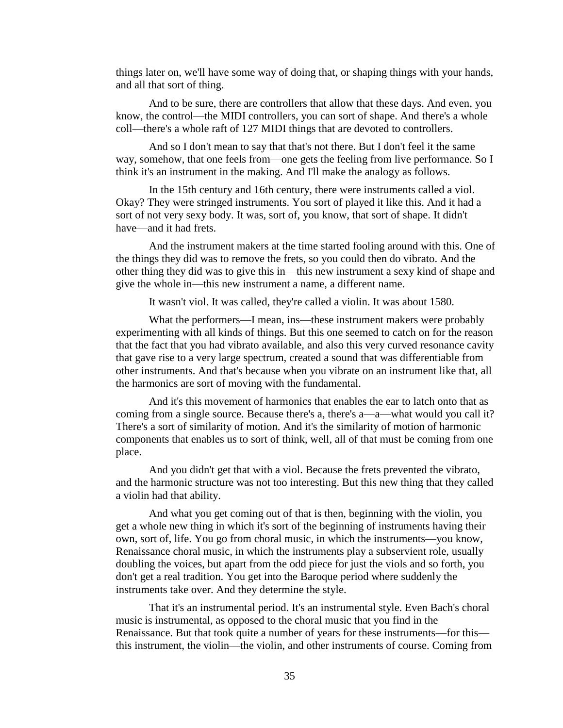things later on, we'll have some way of doing that, or shaping things with your hands, and all that sort of thing.

And to be sure, there are controllers that allow that these days. And even, you know, the control—the MIDI controllers, you can sort of shape. And there's a whole coll—there's a whole raft of 127 MIDI things that are devoted to controllers.

And so I don't mean to say that that's not there. But I don't feel it the same way, somehow, that one feels from—one gets the feeling from live performance. So I think it's an instrument in the making. And I'll make the analogy as follows.

In the 15th century and 16th century, there were instruments called a viol. Okay? They were stringed instruments. You sort of played it like this. And it had a sort of not very sexy body. It was, sort of, you know, that sort of shape. It didn't have—and it had frets.

And the instrument makers at the time started fooling around with this. One of the things they did was to remove the frets, so you could then do vibrato. And the other thing they did was to give this in—this new instrument a sexy kind of shape and give the whole in—this new instrument a name, a different name.

It wasn't viol. It was called, they're called a violin. It was about 1580.

What the performers—I mean, ins—these instrument makers were probably experimenting with all kinds of things. But this one seemed to catch on for the reason that the fact that you had vibrato available, and also this very curved resonance cavity that gave rise to a very large spectrum, created a sound that was differentiable from other instruments. And that's because when you vibrate on an instrument like that, all the harmonics are sort of moving with the fundamental.

And it's this movement of harmonics that enables the ear to latch onto that as coming from a single source. Because there's a, there's a—a—what would you call it? There's a sort of similarity of motion. And it's the similarity of motion of harmonic components that enables us to sort of think, well, all of that must be coming from one place.

And you didn't get that with a viol. Because the frets prevented the vibrato, and the harmonic structure was not too interesting. But this new thing that they called a violin had that ability.

And what you get coming out of that is then, beginning with the violin, you get a whole new thing in which it's sort of the beginning of instruments having their own, sort of, life. You go from choral music, in which the instruments—you know, Renaissance choral music, in which the instruments play a subservient role, usually doubling the voices, but apart from the odd piece for just the viols and so forth, you don't get a real tradition. You get into the Baroque period where suddenly the instruments take over. And they determine the style.

That it's an instrumental period. It's an instrumental style. Even Bach's choral music is instrumental, as opposed to the choral music that you find in the Renaissance. But that took quite a number of years for these instruments—for this—this instrument, the violin—the violin, and other instruments of course. Coming from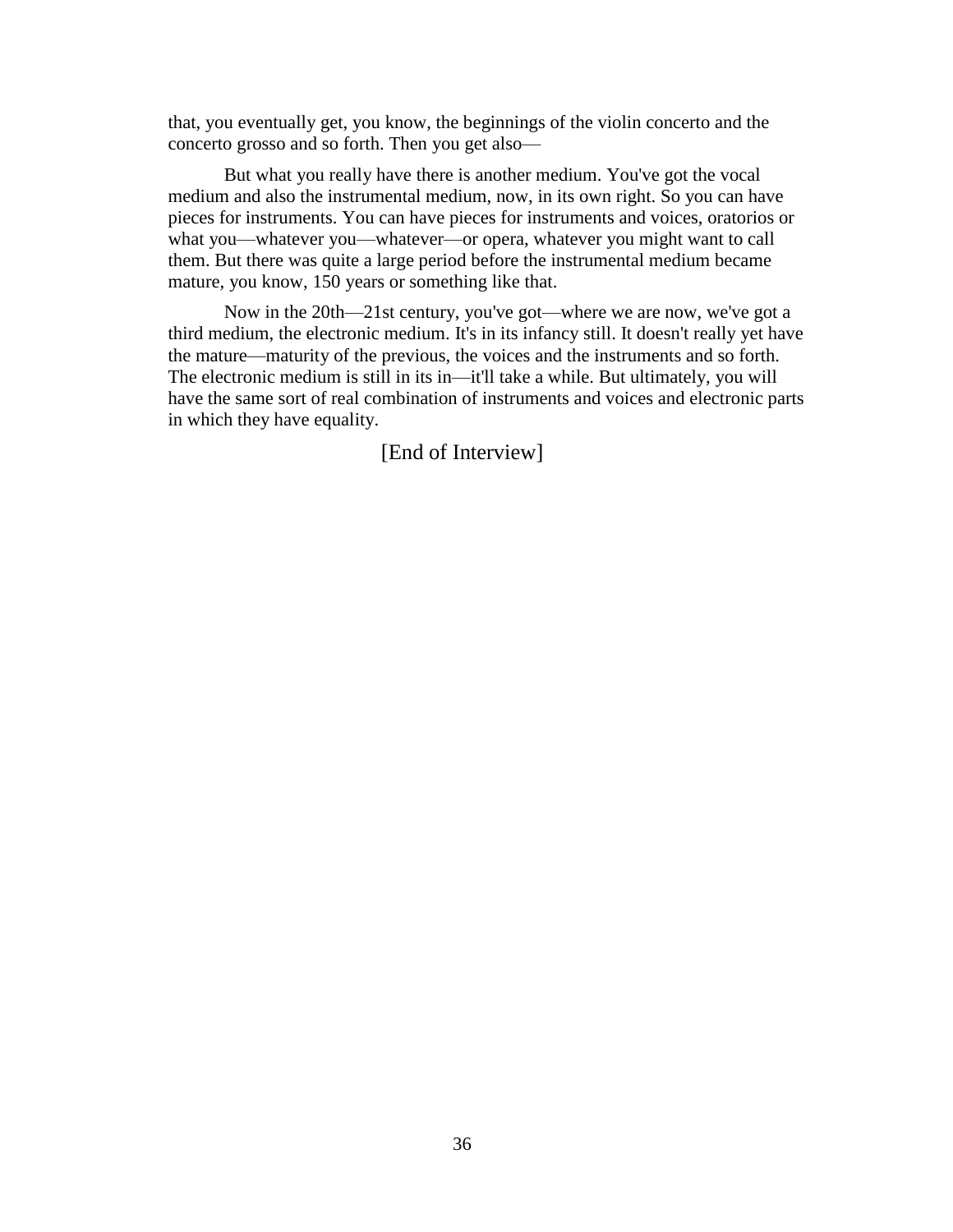that, you eventually get, you know, the beginnings of the violin concerto and the concerto grosso and so forth. Then you get also—

But what you really have there is another medium. You've got the vocal medium and also the instrumental medium, now, in its own right. So you can have pieces for instruments. You can have pieces for instruments and voices, oratorios or what you—whatever you—whatever—or opera, whatever you might want to call them. But there was quite a large period before the instrumental medium became mature, you know, 150 years or something like that.

Now in the 20th—21st century, you've got—where we are now, we've got a third medium, the electronic medium. It's in its infancy still. It doesn't really yet have the mature—maturity of the previous, the voices and the instruments and so forth. The electronic medium is still in its in—it'll take a while. But ultimately, you will have the same sort of real combination of instruments and voices and electronic parts in which they have equality.

[End of Interview]